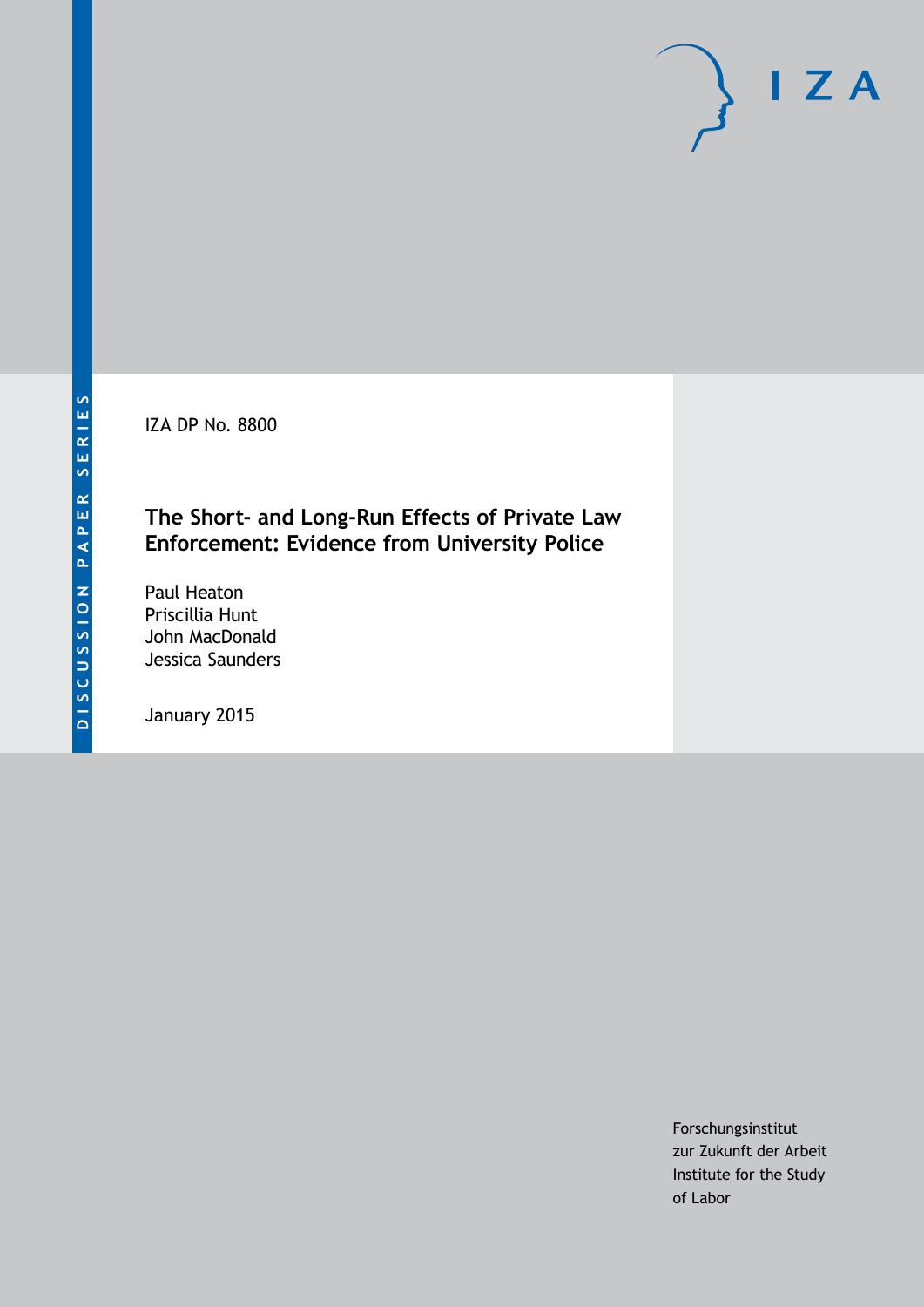IZA DP No. 8800

# The Short- and Long-Run Effects of Private Law Enforcement: Evidence from University Police

Paul Heaton
Priscillia Hunt
John MacDonald
Jessica Saunders

January 2015

Forschungsinstitut
zur Zukunft der Arbeit
Institute for the Study
of Labor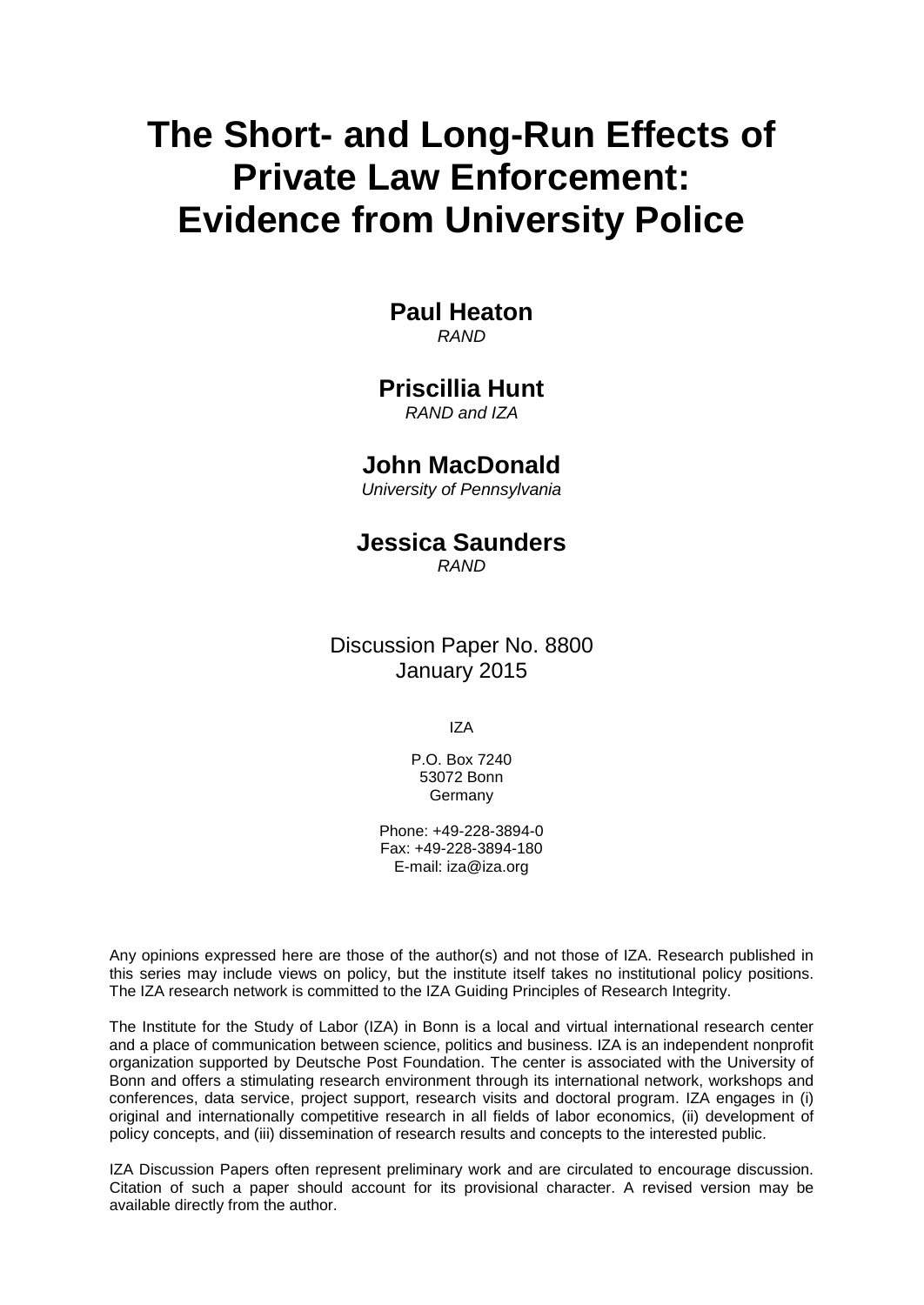# The Short- and Long-Run Effects of Private Law Enforcement: Evidence from University Police

**Paul Heaton**  
*RAND*

**Priscillia Hunt**  
*RAND and IZA*

**John MacDonald**  
*University of Pennsylvania*

**Jessica Saunders**  
*RAND*

Discussion Paper No. 8800  
January 2015

IZA

P.O. Box 7240  
53072 Bonn  
Germany

Phone: +49-228-3894-0  
Fax: +49-228-3894-180  
E-mail: iza@iza.org

Any opinions expressed here are those of the author(s) and not those of IZA. Research published in this series may include views on policy, but the institute itself takes no institutional policy positions. The IZA research network is committed to the IZA Guiding Principles of Research Integrity.

The Institute for the Study of Labor (IZA) in Bonn is a local and virtual international research center and a place of communication between science, politics and business. IZA is an independent nonprofit organization supported by Deutsche Post Foundation. The center is associated with the University of Bonn and offers a stimulating research environment through its international network, workshops and conferences, data service, project support, research visits and doctoral program. IZA engages in (i) original and internationally competitive research in all fields of labor economics, (ii) development of policy concepts, and (iii) dissemination of research results and concepts to the interested public.

IZA Discussion Papers often represent preliminary work and are circulated to encourage discussion. Citation of such a paper should account for its provisional character. A revised version may be available directly from the author.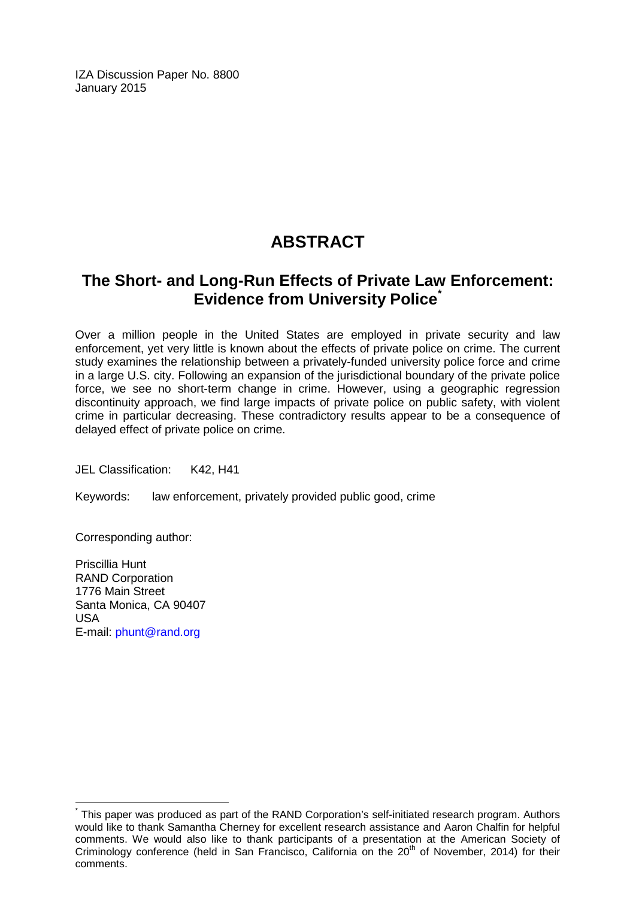IZA Discussion Paper No. 8800
January 2015

# ABSTRACT

## The Short- and Long-Run Effects of Private Law Enforcement: Evidence from University Police*

Over a million people in the United States are employed in private security and law enforcement, yet very little is known about the effects of private police on crime. The current study examines the relationship between a privately-funded university police force and crime in a large U.S. city. Following an expansion of the jurisdictional boundary of the private police force, we see no short-term change in crime. However, using a geographic regression discontinuity approach, we find large impacts of private police on public safety, with violent crime in particular decreasing. These contradictory results appear to be a consequence of delayed effect of private police on crime.

JEL Classification: K42, H41

Keywords: law enforcement, privately provided public good, crime

Corresponding author:

Priscillia Hunt
RAND Corporation
1776 Main Street
Santa Monica, CA 90407
USA
E-mail: phunt@rand.org

---

* This paper was produced as part of the RAND Corporation's self-initiated research program. Authors would like to thank Samantha Cherney for excellent research assistance and Aaron Chalfin for helpful comments. We would also like to thank participants of a presentation at the American Society of Criminology conference (held in San Francisco, California on the 20th of November, 2014) for their comments.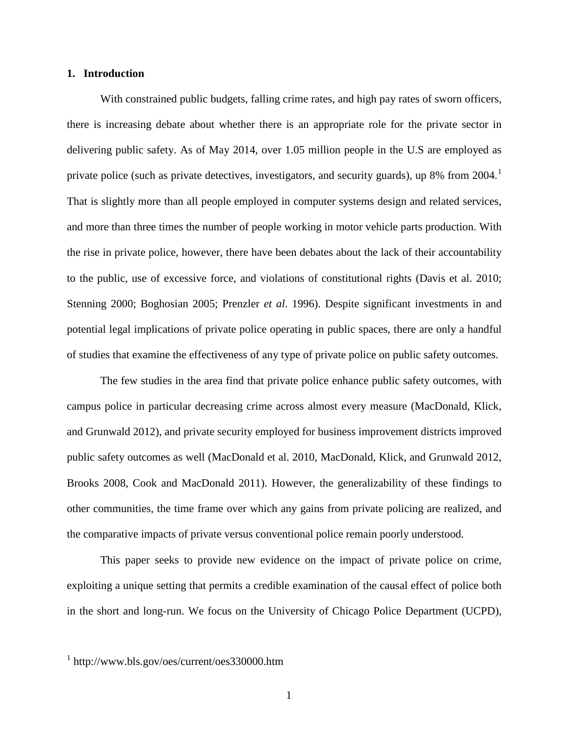## 1. Introduction

With constrained public budgets, falling crime rates, and high pay rates of sworn officers, there is increasing debate about whether there is an appropriate role for the private sector in delivering public safety. As of May 2014, over 1.05 million people in the U.S are employed as private police (such as private detectives, investigators, and security guards), up 8% from 2004.[1] That is slightly more than all people employed in computer systems design and related services, and more than three times the number of people working in motor vehicle parts production. With the rise in private police, however, there have been debates about the lack of their accountability to the public, use of excessive force, and violations of constitutional rights (Davis et al. 2010; Stenning 2000; Boghosian 2005; Prenzler *et al*. 1996). Despite significant investments in and potential legal implications of private police operating in public spaces, there are only a handful of studies that examine the effectiveness of any type of private police on public safety outcomes.

The few studies in the area find that private police enhance public safety outcomes, with campus police in particular decreasing crime across almost every measure (MacDonald, Klick, and Grunwald 2012), and private security employed for business improvement districts improved public safety outcomes as well (MacDonald et al. 2010, MacDonald, Klick, and Grunwald 2012, Brooks 2008, Cook and MacDonald 2011). However, the generalizability of these findings to other communities, the time frame over which any gains from private policing are realized, and the comparative impacts of private versus conventional police remain poorly understood.

This paper seeks to provide new evidence on the impact of private police on crime, exploiting a unique setting that permits a credible examination of the causal effect of police both in the short and long-run. We focus on the University of Chicago Police Department (UCPD),

[1] http://www.bls.gov/oes/current/oes330000.htm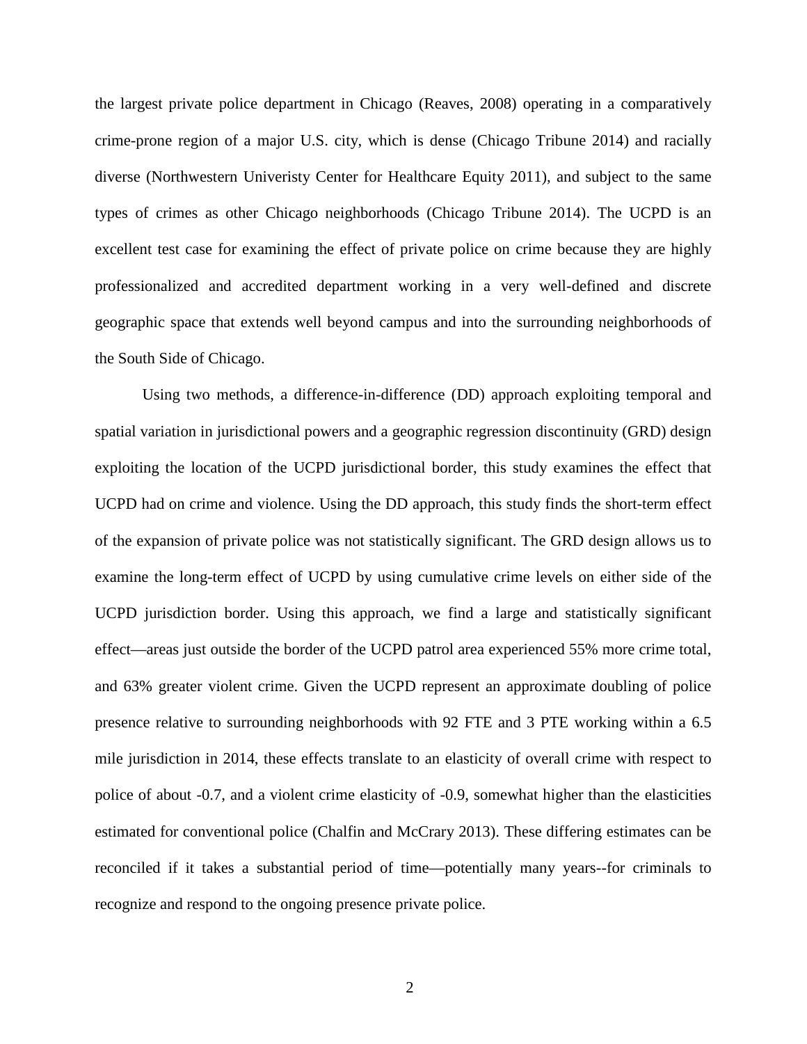the largest private police department in Chicago (Reaves, 2008) operating in a comparatively crime-prone region of a major U.S. city, which is dense (Chicago Tribune 2014) and racially diverse (Northwestern Univeristy Center for Healthcare Equity 2011), and subject to the same types of crimes as other Chicago neighborhoods (Chicago Tribune 2014). The UCPD is an excellent test case for examining the effect of private police on crime because they are highly professionalized and accredited department working in a very well-defined and discrete geographic space that extends well beyond campus and into the surrounding neighborhoods of the South Side of Chicago.

Using two methods, a difference-in-difference (DD) approach exploiting temporal and spatial variation in jurisdictional powers and a geographic regression discontinuity (GRD) design exploiting the location of the UCPD jurisdictional border, this study examines the effect that UCPD had on crime and violence. Using the DD approach, this study finds the short-term effect of the expansion of private police was not statistically significant. The GRD design allows us to examine the long-term effect of UCPD by using cumulative crime levels on either side of the UCPD jurisdiction border. Using this approach, we find a large and statistically significant effect—areas just outside the border of the UCPD patrol area experienced 55% more crime total, and 63% greater violent crime. Given the UCPD represent an approximate doubling of police presence relative to surrounding neighborhoods with 92 FTE and 3 PTE working within a 6.5 mile jurisdiction in 2014, these effects translate to an elasticity of overall crime with respect to police of about -0.7, and a violent crime elasticity of -0.9, somewhat higher than the elasticities estimated for conventional police (Chalfin and McCrary 2013). These differing estimates can be reconciled if it takes a substantial period of time—potentially many years--for criminals to recognize and respond to the ongoing presence private police.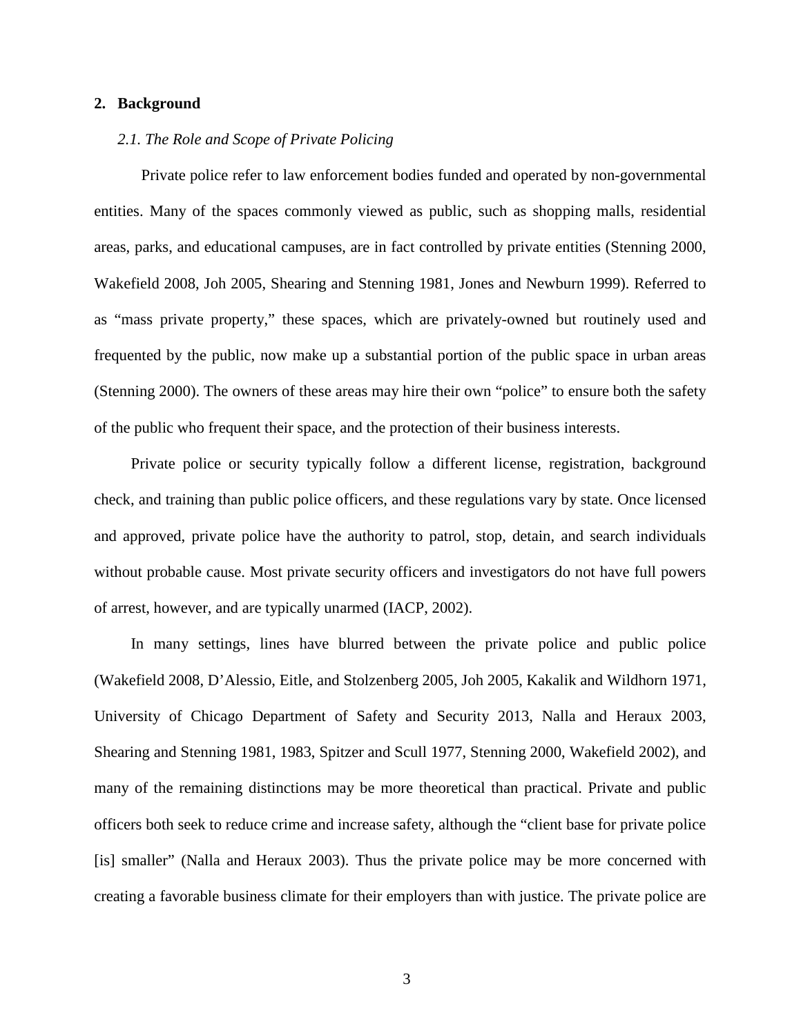## 2. Background

### *2.1. The Role and Scope of Private Policing*

Private police refer to law enforcement bodies funded and operated by non-governmental entities. Many of the spaces commonly viewed as public, such as shopping malls, residential areas, parks, and educational campuses, are in fact controlled by private entities (Stenning 2000, Wakefield 2008, Joh 2005, Shearing and Stenning 1981, Jones and Newburn 1999). Referred to as "mass private property," these spaces, which are privately-owned but routinely used and frequented by the public, now make up a substantial portion of the public space in urban areas (Stenning 2000). The owners of these areas may hire their own "police" to ensure both the safety of the public who frequent their space, and the protection of their business interests.

Private police or security typically follow a different license, registration, background check, and training than public police officers, and these regulations vary by state. Once licensed and approved, private police have the authority to patrol, stop, detain, and search individuals without probable cause. Most private security officers and investigators do not have full powers of arrest, however, and are typically unarmed (IACP, 2002).

In many settings, lines have blurred between the private police and public police (Wakefield 2008, D'Alessio, Eitle, and Stolzenberg 2005, Joh 2005, Kakalik and Wildhorn 1971, University of Chicago Department of Safety and Security 2013, Nalla and Heraux 2003, Shearing and Stenning 1981, 1983, Spitzer and Scull 1977, Stenning 2000, Wakefield 2002), and many of the remaining distinctions may be more theoretical than practical. Private and public officers both seek to reduce crime and increase safety, although the "client base for private police [is] smaller" (Nalla and Heraux 2003). Thus the private police may be more concerned with creating a favorable business climate for their employers than with justice. The private police are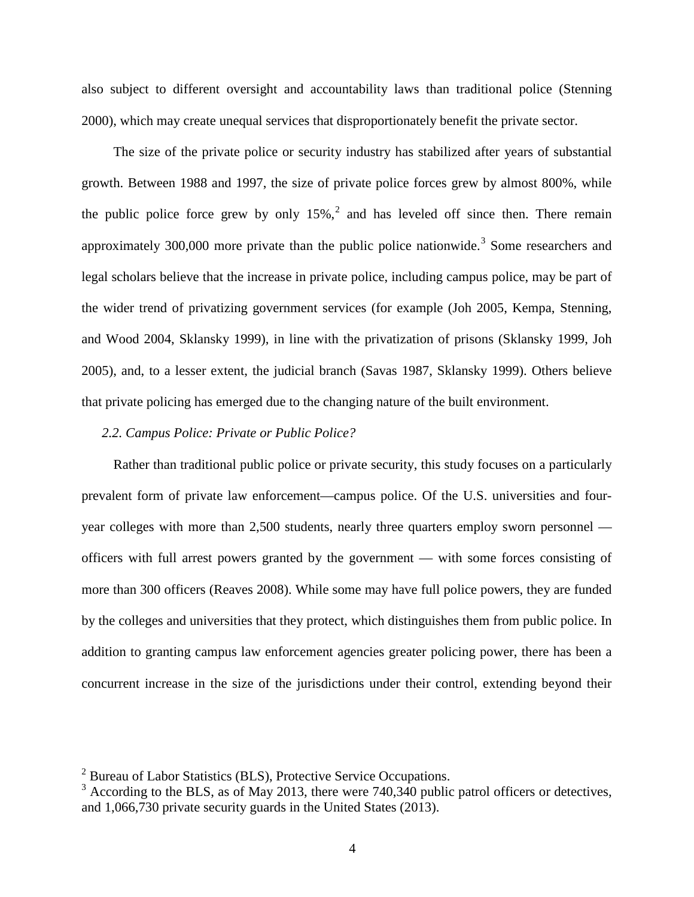also subject to different oversight and accountability laws than traditional police (Stenning 2000), which may create unequal services that disproportionately benefit the private sector.

The size of the private police or security industry has stabilized after years of substantial growth. Between 1988 and 1997, the size of private police forces grew by almost 800%, while the public police force grew by only 15%,[2] and has leveled off since then. There remain approximately 300,000 more private than the public police nationwide.[3] Some researchers and legal scholars believe that the increase in private police, including campus police, may be part of the wider trend of privatizing government services (for example (Joh 2005, Kempa, Stenning, and Wood 2004, Sklansky 1999), in line with the privatization of prisons (Sklansky 1999, Joh 2005), and, to a lesser extent, the judicial branch (Savas 1987, Sklansky 1999). Others believe that private policing has emerged due to the changing nature of the built environment.

### *2.2. Campus Police: Private or Public Police?*

Rather than traditional public police or private security, this study focuses on a particularly prevalent form of private law enforcement—campus police. Of the U.S. universities and four-year colleges with more than 2,500 students, nearly three quarters employ sworn personnel — officers with full arrest powers granted by the government — with some forces consisting of more than 300 officers (Reaves 2008). While some may have full police powers, they are funded by the colleges and universities that they protect, which distinguishes them from public police. In addition to granting campus law enforcement agencies greater policing power, there has been a concurrent increase in the size of the jurisdictions under their control, extending beyond their

---

[2] Bureau of Labor Statistics (BLS), Protective Service Occupations.

[3] According to the BLS, as of May 2013, there were 740,340 public patrol officers or detectives, and 1,066,730 private security guards in the United States (2013).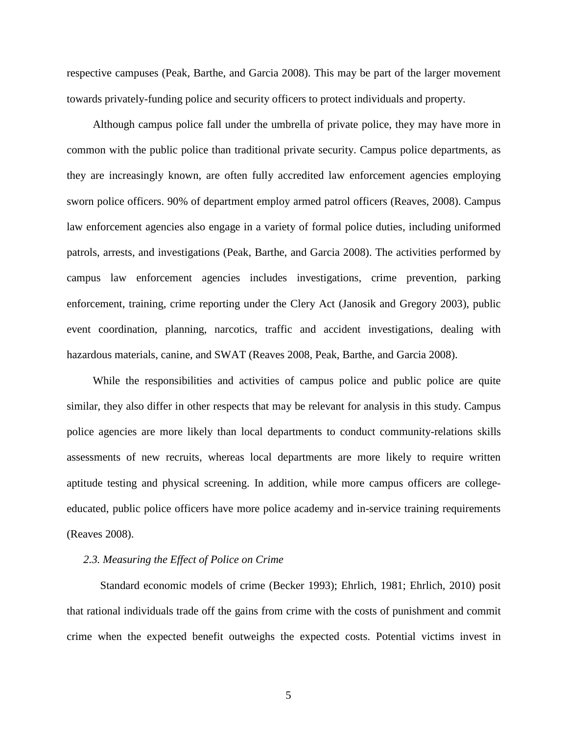respective campuses (Peak, Barthe, and Garcia 2008). This may be part of the larger movement towards privately-funding police and security officers to protect individuals and property.

Although campus police fall under the umbrella of private police, they may have more in common with the public police than traditional private security. Campus police departments, as they are increasingly known, are often fully accredited law enforcement agencies employing sworn police officers. 90% of department employ armed patrol officers (Reaves, 2008). Campus law enforcement agencies also engage in a variety of formal police duties, including uniformed patrols, arrests, and investigations (Peak, Barthe, and Garcia 2008). The activities performed by campus law enforcement agencies includes investigations, crime prevention, parking enforcement, training, crime reporting under the Clery Act (Janosik and Gregory 2003), public event coordination, planning, narcotics, traffic and accident investigations, dealing with hazardous materials, canine, and SWAT (Reaves 2008, Peak, Barthe, and Garcia 2008).

While the responsibilities and activities of campus police and public police are quite similar, they also differ in other respects that may be relevant for analysis in this study. Campus police agencies are more likely than local departments to conduct community-relations skills assessments of new recruits, whereas local departments are more likely to require written aptitude testing and physical screening. In addition, while more campus officers are college-educated, public police officers have more police academy and in-service training requirements (Reaves 2008).

### *2.3. Measuring the Effect of Police on Crime*

Standard economic models of crime (Becker 1993); Ehrlich, 1981; Ehrlich, 2010) posit that rational individuals trade off the gains from crime with the costs of punishment and commit crime when the expected benefit outweighs the expected costs. Potential victims invest in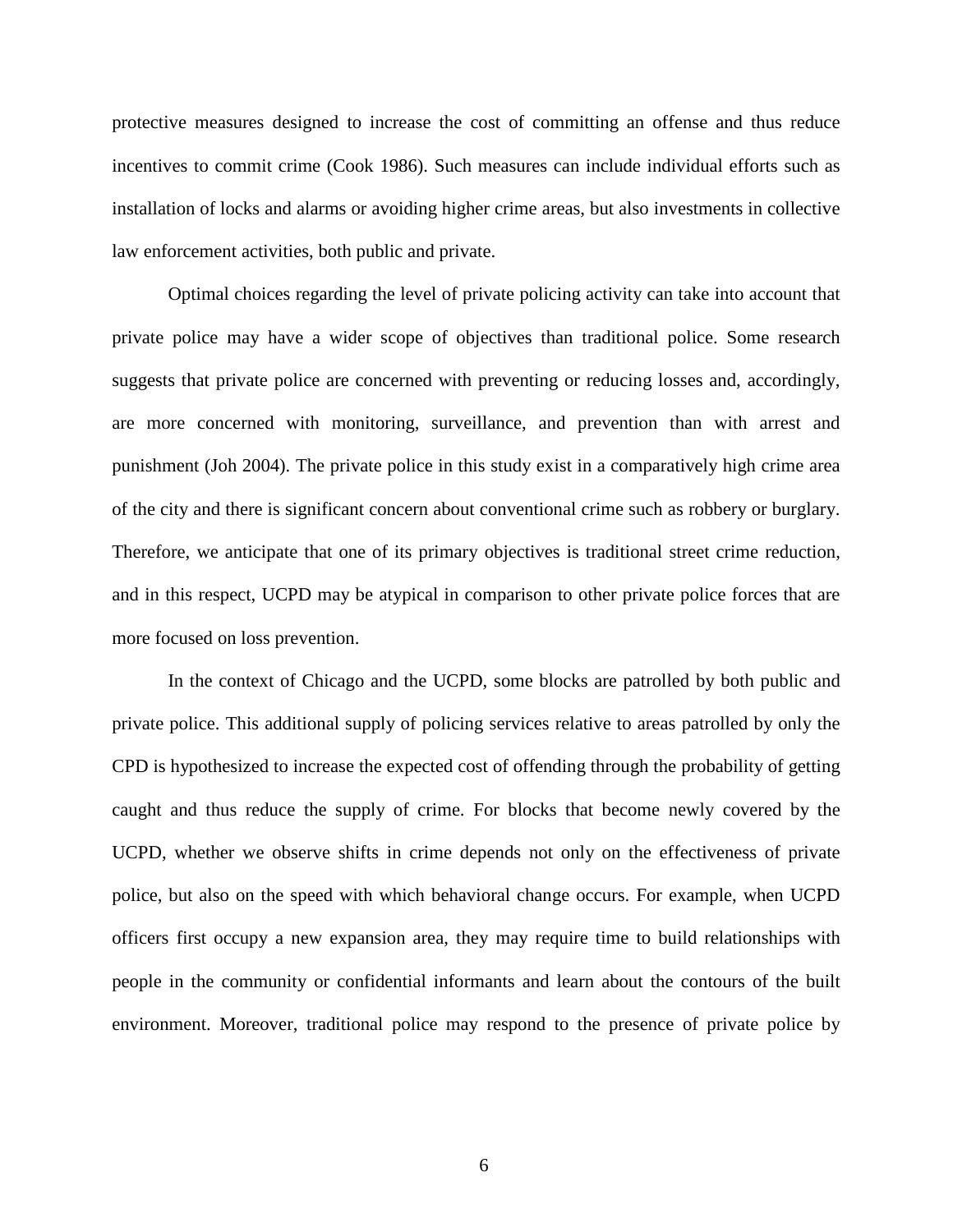protective measures designed to increase the cost of committing an offense and thus reduce incentives to commit crime (Cook 1986). Such measures can include individual efforts such as installation of locks and alarms or avoiding higher crime areas, but also investments in collective law enforcement activities, both public and private.

Optimal choices regarding the level of private policing activity can take into account that private police may have a wider scope of objectives than traditional police. Some research suggests that private police are concerned with preventing or reducing losses and, accordingly, are more concerned with monitoring, surveillance, and prevention than with arrest and punishment (Joh 2004). The private police in this study exist in a comparatively high crime area of the city and there is significant concern about conventional crime such as robbery or burglary. Therefore, we anticipate that one of its primary objectives is traditional street crime reduction, and in this respect, UCPD may be atypical in comparison to other private police forces that are more focused on loss prevention.

In the context of Chicago and the UCPD, some blocks are patrolled by both public and private police. This additional supply of policing services relative to areas patrolled by only the CPD is hypothesized to increase the expected cost of offending through the probability of getting caught and thus reduce the supply of crime. For blocks that become newly covered by the UCPD, whether we observe shifts in crime depends not only on the effectiveness of private police, but also on the speed with which behavioral change occurs. For example, when UCPD officers first occupy a new expansion area, they may require time to build relationships with people in the community or confidential informants and learn about the contours of the built environment. Moreover, traditional police may respond to the presence of private police by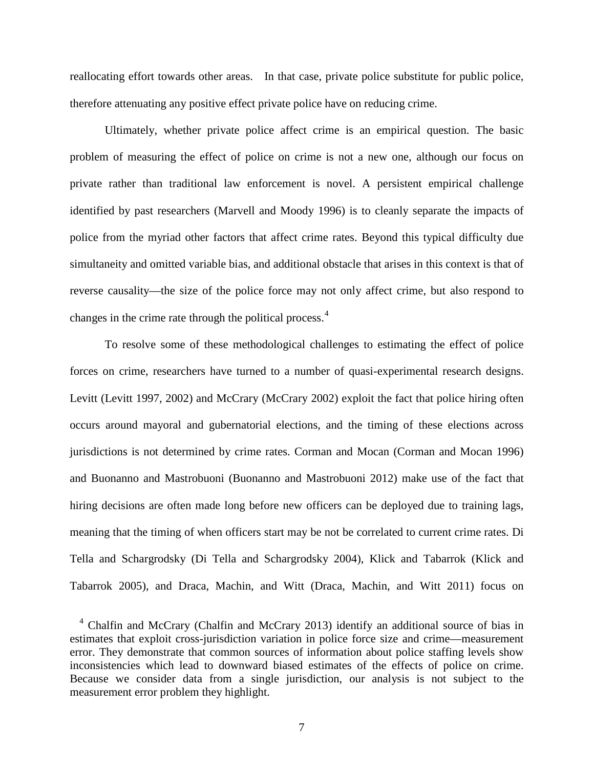reallocating effort towards other areas. In that case, private police substitute for public police, therefore attenuating any positive effect private police have on reducing crime.

Ultimately, whether private police affect crime is an empirical question. The basic problem of measuring the effect of police on crime is not a new one, although our focus on private rather than traditional law enforcement is novel. A persistent empirical challenge identified by past researchers (Marvell and Moody 1996) is to cleanly separate the impacts of police from the myriad other factors that affect crime rates. Beyond this typical difficulty due simultaneity and omitted variable bias, and additional obstacle that arises in this context is that of reverse causality—the size of the police force may not only affect crime, but also respond to changes in the crime rate through the political process.[4]

To resolve some of these methodological challenges to estimating the effect of police forces on crime, researchers have turned to a number of quasi-experimental research designs. Levitt (Levitt 1997, 2002) and McCrary (McCrary 2002) exploit the fact that police hiring often occurs around mayoral and gubernatorial elections, and the timing of these elections across jurisdictions is not determined by crime rates. Corman and Mocan (Corman and Mocan 1996) and Buonanno and Mastrobuoni (Buonanno and Mastrobuoni 2012) make use of the fact that hiring decisions are often made long before new officers can be deployed due to training lags, meaning that the timing of when officers start may be not be correlated to current crime rates. Di Tella and Schargrodsky (Di Tella and Schargrodsky 2004), Klick and Tabarrok (Klick and Tabarrok 2005), and Draca, Machin, and Witt (Draca, Machin, and Witt 2011) focus on

[4] Chalfin and McCrary (Chalfin and McCrary 2013) identify an additional source of bias in estimates that exploit cross-jurisdiction variation in police force size and crime—measurement error. They demonstrate that common sources of information about police staffing levels show inconsistencies which lead to downward biased estimates of the effects of police on crime. Because we consider data from a single jurisdiction, our analysis is not subject to the measurement error problem they highlight.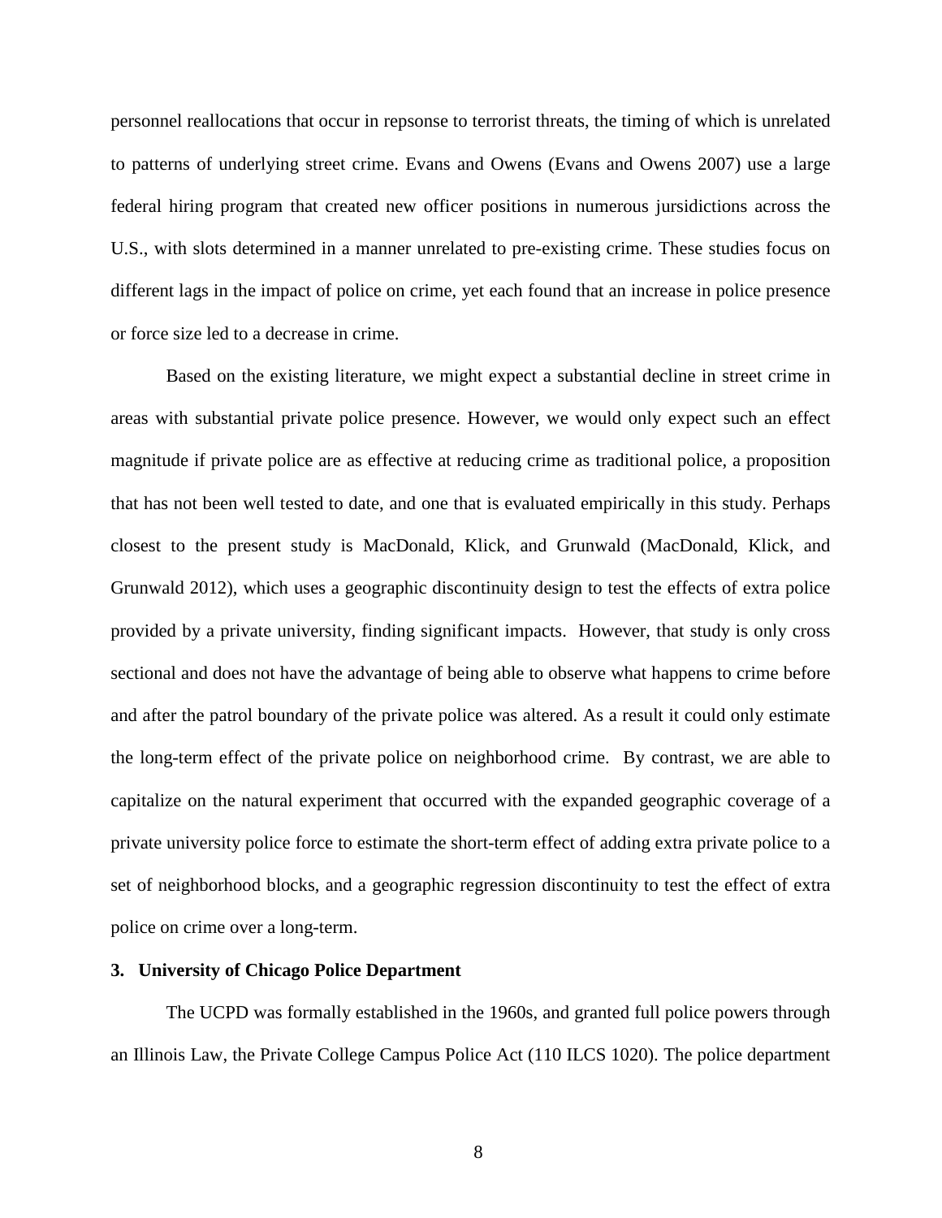personnel reallocations that occur in repsonse to terrorist threats, the timing of which is unrelated to patterns of underlying street crime. Evans and Owens (Evans and Owens 2007) use a large federal hiring program that created new officer positions in numerous jursidictions across the U.S., with slots determined in a manner unrelated to pre-existing crime. These studies focus on different lags in the impact of police on crime, yet each found that an increase in police presence or force size led to a decrease in crime.

Based on the existing literature, we might expect a substantial decline in street crime in areas with substantial private police presence. However, we would only expect such an effect magnitude if private police are as effective at reducing crime as traditional police, a proposition that has not been well tested to date, and one that is evaluated empirically in this study. Perhaps closest to the present study is MacDonald, Klick, and Grunwald (MacDonald, Klick, and Grunwald 2012), which uses a geographic discontinuity design to test the effects of extra police provided by a private university, finding significant impacts. However, that study is only cross sectional and does not have the advantage of being able to observe what happens to crime before and after the patrol boundary of the private police was altered. As a result it could only estimate the long-term effect of the private police on neighborhood crime. By contrast, we are able to capitalize on the natural experiment that occurred with the expanded geographic coverage of a private university police force to estimate the short-term effect of adding extra private police to a set of neighborhood blocks, and a geographic regression discontinuity to test the effect of extra police on crime over a long-term.

## 3. University of Chicago Police Department

The UCPD was formally established in the 1960s, and granted full police powers through an Illinois Law, the Private College Campus Police Act (110 ILCS 1020). The police department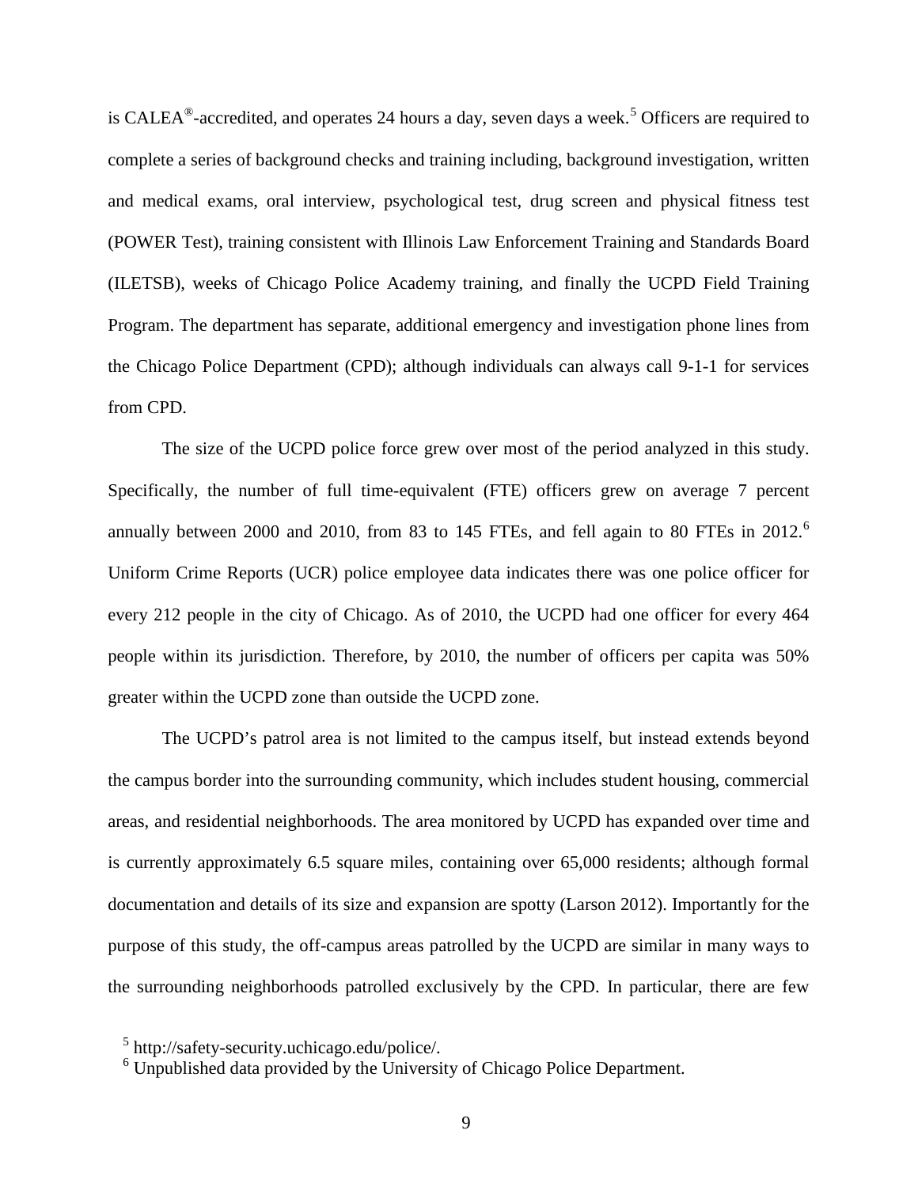is CALEA®-accredited, and operates 24 hours a day, seven days a week.[5] Officers are required to complete a series of background checks and training including, background investigation, written and medical exams, oral interview, psychological test, drug screen and physical fitness test (POWER Test), training consistent with Illinois Law Enforcement Training and Standards Board (ILETSB), weeks of Chicago Police Academy training, and finally the UCPD Field Training Program. The department has separate, additional emergency and investigation phone lines from the Chicago Police Department (CPD); although individuals can always call 9-1-1 for services from CPD.

The size of the UCPD police force grew over most of the period analyzed in this study. Specifically, the number of full time-equivalent (FTE) officers grew on average 7 percent annually between 2000 and 2010, from 83 to 145 FTEs, and fell again to 80 FTEs in 2012.[6] Uniform Crime Reports (UCR) police employee data indicates there was one police officer for every 212 people in the city of Chicago. As of 2010, the UCPD had one officer for every 464 people within its jurisdiction. Therefore, by 2010, the number of officers per capita was 50% greater within the UCPD zone than outside the UCPD zone.

The UCPD's patrol area is not limited to the campus itself, but instead extends beyond the campus border into the surrounding community, which includes student housing, commercial areas, and residential neighborhoods. The area monitored by UCPD has expanded over time and is currently approximately 6.5 square miles, containing over 65,000 residents; although formal documentation and details of its size and expansion are spotty (Larson 2012). Importantly for the purpose of this study, the off-campus areas patrolled by the UCPD are similar in many ways to the surrounding neighborhoods patrolled exclusively by the CPD. In particular, there are few

[5] http://safety-security.uchicago.edu/police/.

[6] Unpublished data provided by the University of Chicago Police Department.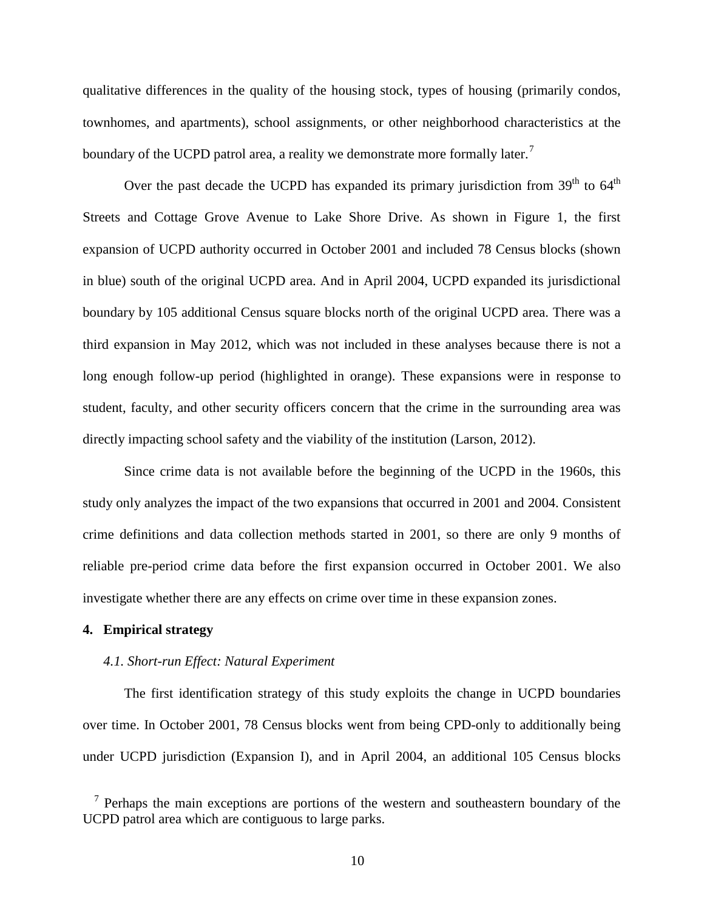qualitative differences in the quality of the housing stock, types of housing (primarily condos, townhomes, and apartments), school assignments, or other neighborhood characteristics at the boundary of the UCPD patrol area, a reality we demonstrate more formally later.[7]

Over the past decade the UCPD has expanded its primary jurisdiction from 39th to 64th Streets and Cottage Grove Avenue to Lake Shore Drive. As shown in Figure 1, the first expansion of UCPD authority occurred in October 2001 and included 78 Census blocks (shown in blue) south of the original UCPD area. And in April 2004, UCPD expanded its jurisdictional boundary by 105 additional Census square blocks north of the original UCPD area. There was a third expansion in May 2012, which was not included in these analyses because there is not a long enough follow-up period (highlighted in orange). These expansions were in response to student, faculty, and other security officers concern that the crime in the surrounding area was directly impacting school safety and the viability of the institution (Larson, 2012).

Since crime data is not available before the beginning of the UCPD in the 1960s, this study only analyzes the impact of the two expansions that occurred in 2001 and 2004. Consistent crime definitions and data collection methods started in 2001, so there are only 9 months of reliable pre-period crime data before the first expansion occurred in October 2001. We also investigate whether there are any effects on crime over time in these expansion zones.

## 4. Empirical strategy

### *4.1. Short-run Effect: Natural Experiment*

The first identification strategy of this study exploits the change in UCPD boundaries over time. In October 2001, 78 Census blocks went from being CPD-only to additionally being under UCPD jurisdiction (Expansion I), and in April 2004, an additional 105 Census blocks

[7] Perhaps the main exceptions are portions of the western and southeastern boundary of the UCPD patrol area which are contiguous to large parks.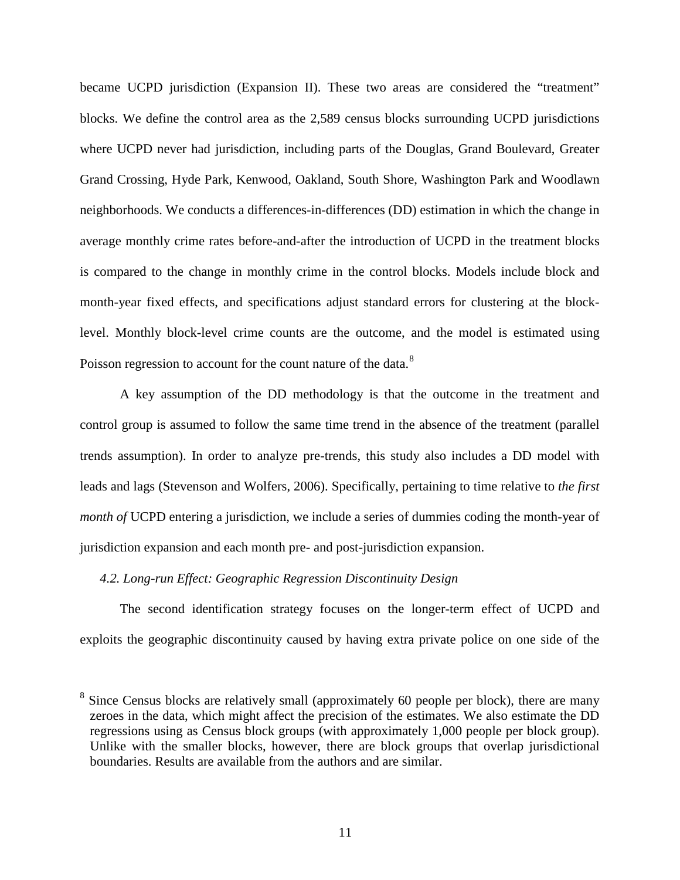became UCPD jurisdiction (Expansion II). These two areas are considered the "treatment" blocks. We define the control area as the 2,589 census blocks surrounding UCPD jurisdictions where UCPD never had jurisdiction, including parts of the Douglas, Grand Boulevard, Greater Grand Crossing, Hyde Park, Kenwood, Oakland, South Shore, Washington Park and Woodlawn neighborhoods. We conducts a differences-in-differences (DD) estimation in which the change in average monthly crime rates before-and-after the introduction of UCPD in the treatment blocks is compared to the change in monthly crime in the control blocks. Models include block and month-year fixed effects, and specifications adjust standard errors for clustering at the block-level. Monthly block-level crime counts are the outcome, and the model is estimated using Poisson regression to account for the count nature of the data.[8]

A key assumption of the DD methodology is that the outcome in the treatment and control group is assumed to follow the same time trend in the absence of the treatment (parallel trends assumption). In order to analyze pre-trends, this study also includes a DD model with leads and lags (Stevenson and Wolfers, 2006). Specifically, pertaining to time relative to *the first month of* UCPD entering a jurisdiction, we include a series of dummies coding the month-year of jurisdiction expansion and each month pre- and post-jurisdiction expansion.

### *4.2. Long-run Effect: Geographic Regression Discontinuity Design*

The second identification strategy focuses on the longer-term effect of UCPD and exploits the geographic discontinuity caused by having extra private police on one side of the

[8] Since Census blocks are relatively small (approximately 60 people per block), there are many zeroes in the data, which might affect the precision of the estimates. We also estimate the DD regressions using as Census block groups (with approximately 1,000 people per block group). Unlike with the smaller blocks, however, there are block groups that overlap jurisdictional boundaries. Results are available from the authors and are similar.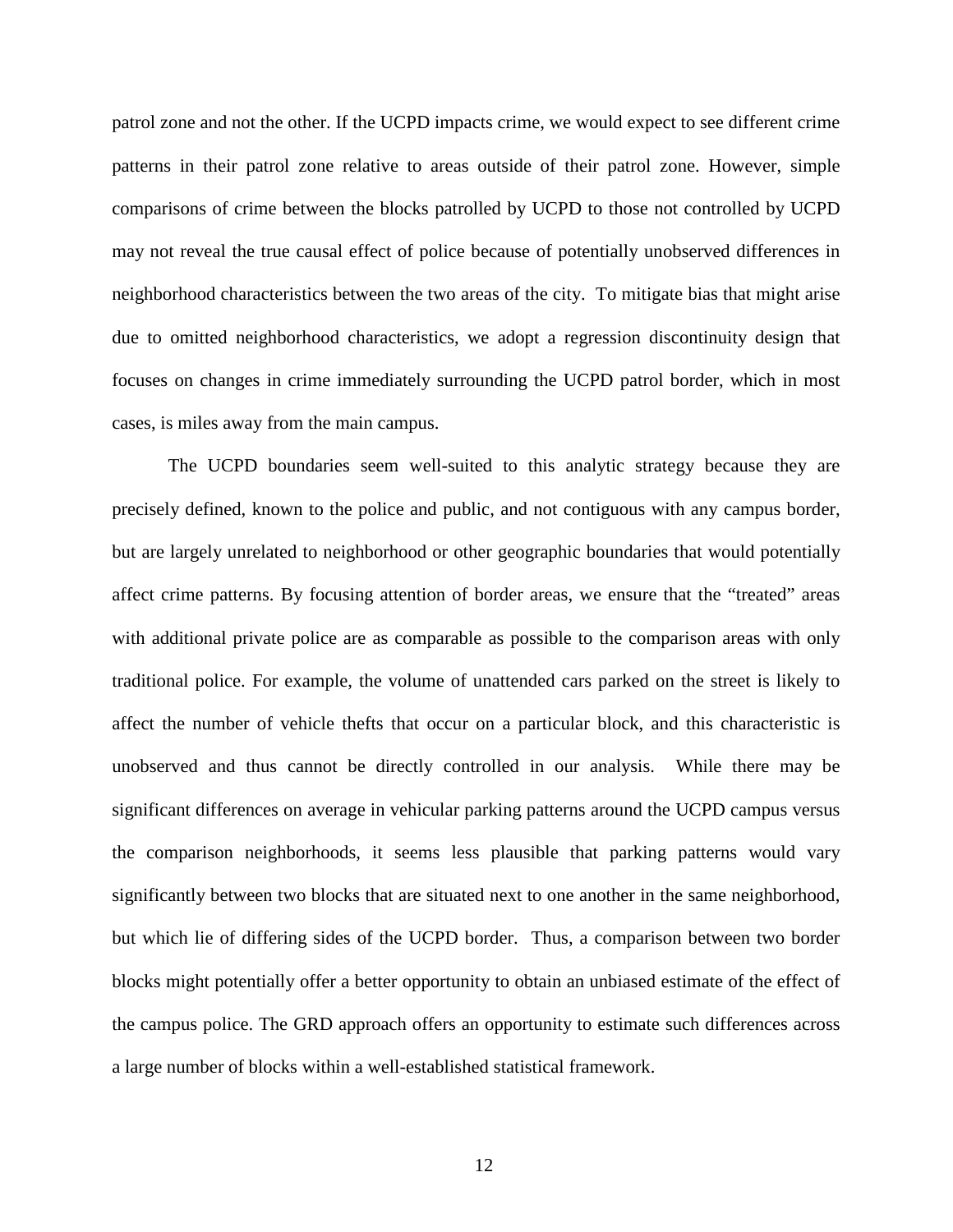patrol zone and not the other. If the UCPD impacts crime, we would expect to see different crime patterns in their patrol zone relative to areas outside of their patrol zone. However, simple comparisons of crime between the blocks patrolled by UCPD to those not controlled by UCPD may not reveal the true causal effect of police because of potentially unobserved differences in neighborhood characteristics between the two areas of the city. To mitigate bias that might arise due to omitted neighborhood characteristics, we adopt a regression discontinuity design that focuses on changes in crime immediately surrounding the UCPD patrol border, which in most cases, is miles away from the main campus.

The UCPD boundaries seem well-suited to this analytic strategy because they are precisely defined, known to the police and public, and not contiguous with any campus border, but are largely unrelated to neighborhood or other geographic boundaries that would potentially affect crime patterns. By focusing attention of border areas, we ensure that the "treated" areas with additional private police are as comparable as possible to the comparison areas with only traditional police. For example, the volume of unattended cars parked on the street is likely to affect the number of vehicle thefts that occur on a particular block, and this characteristic is unobserved and thus cannot be directly controlled in our analysis. While there may be significant differences on average in vehicular parking patterns around the UCPD campus versus the comparison neighborhoods, it seems less plausible that parking patterns would vary significantly between two blocks that are situated next to one another in the same neighborhood, but which lie of differing sides of the UCPD border. Thus, a comparison between two border blocks might potentially offer a better opportunity to obtain an unbiased estimate of the effect of the campus police. The GRD approach offers an opportunity to estimate such differences across a large number of blocks within a well-established statistical framework.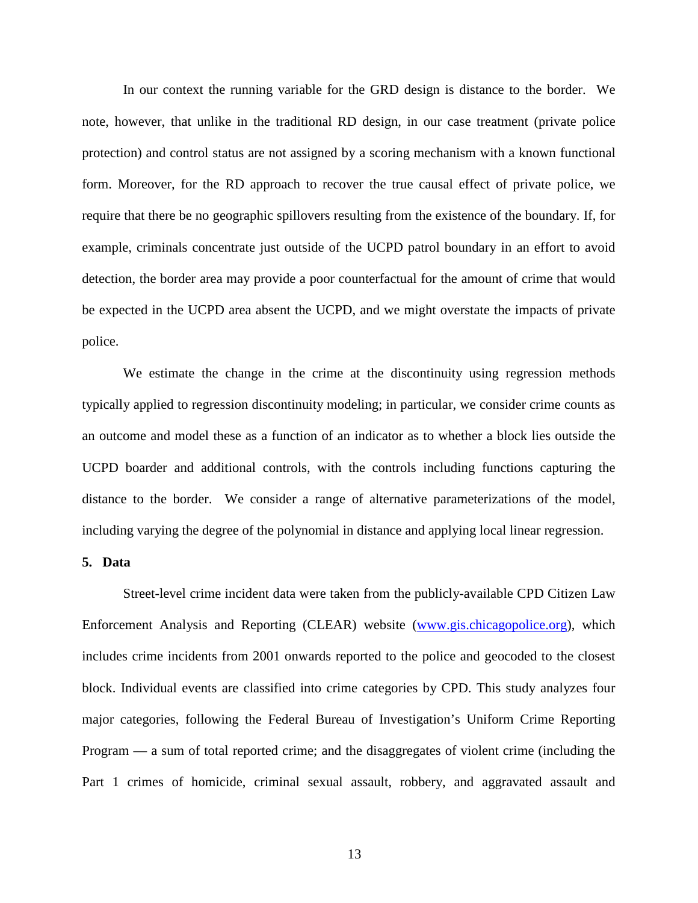In our context the running variable for the GRD design is distance to the border. We note, however, that unlike in the traditional RD design, in our case treatment (private police protection) and control status are not assigned by a scoring mechanism with a known functional form. Moreover, for the RD approach to recover the true causal effect of private police, we require that there be no geographic spillovers resulting from the existence of the boundary. If, for example, criminals concentrate just outside of the UCPD patrol boundary in an effort to avoid detection, the border area may provide a poor counterfactual for the amount of crime that would be expected in the UCPD area absent the UCPD, and we might overstate the impacts of private police.

We estimate the change in the crime at the discontinuity using regression methods typically applied to regression discontinuity modeling; in particular, we consider crime counts as an outcome and model these as a function of an indicator as to whether a block lies outside the UCPD boarder and additional controls, with the controls including functions capturing the distance to the border. We consider a range of alternative parameterizations of the model, including varying the degree of the polynomial in distance and applying local linear regression.

## 5. Data

Street-level crime incident data were taken from the publicly-available CPD Citizen Law Enforcement Analysis and Reporting (CLEAR) website (www.gis.chicagopolice.org), which includes crime incidents from 2001 onwards reported to the police and geocoded to the closest block. Individual events are classified into crime categories by CPD. This study analyzes four major categories, following the Federal Bureau of Investigation's Uniform Crime Reporting Program — a sum of total reported crime; and the disaggregates of violent crime (including the Part 1 crimes of homicide, criminal sexual assault, robbery, and aggravated assault and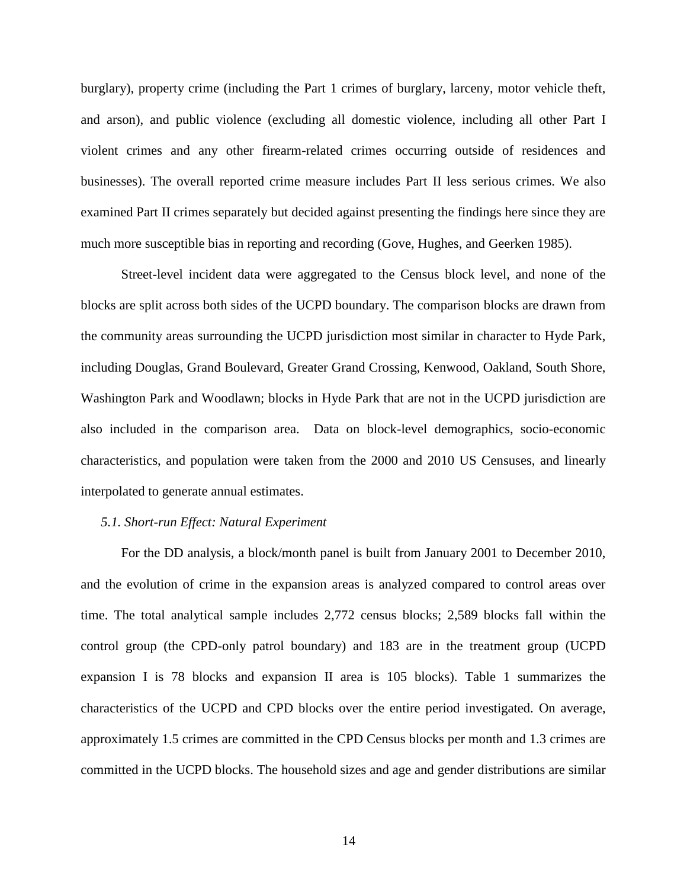burglary), property crime (including the Part 1 crimes of burglary, larceny, motor vehicle theft, and arson), and public violence (excluding all domestic violence, including all other Part I violent crimes and any other firearm-related crimes occurring outside of residences and businesses). The overall reported crime measure includes Part II less serious crimes. We also examined Part II crimes separately but decided against presenting the findings here since they are much more susceptible bias in reporting and recording (Gove, Hughes, and Geerken 1985).

Street-level incident data were aggregated to the Census block level, and none of the blocks are split across both sides of the UCPD boundary. The comparison blocks are drawn from the community areas surrounding the UCPD jurisdiction most similar in character to Hyde Park, including Douglas, Grand Boulevard, Greater Grand Crossing, Kenwood, Oakland, South Shore, Washington Park and Woodlawn; blocks in Hyde Park that are not in the UCPD jurisdiction are also included in the comparison area. Data on block-level demographics, socio-economic characteristics, and population were taken from the 2000 and 2010 US Censuses, and linearly interpolated to generate annual estimates.

### *5.1. Short-run Effect: Natural Experiment*

For the DD analysis, a block/month panel is built from January 2001 to December 2010, and the evolution of crime in the expansion areas is analyzed compared to control areas over time. The total analytical sample includes 2,772 census blocks; 2,589 blocks fall within the control group (the CPD-only patrol boundary) and 183 are in the treatment group (UCPD expansion I is 78 blocks and expansion II area is 105 blocks). Table 1 summarizes the characteristics of the UCPD and CPD blocks over the entire period investigated. On average, approximately 1.5 crimes are committed in the CPD Census blocks per month and 1.3 crimes are committed in the UCPD blocks. The household sizes and age and gender distributions are similar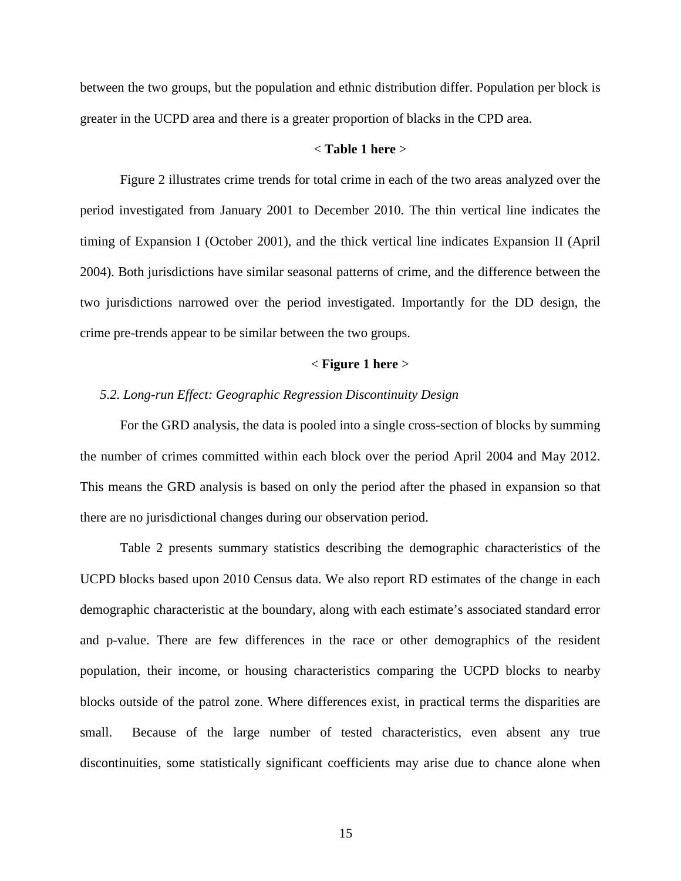between the two groups, but the population and ethnic distribution differ. Population per block is greater in the UCPD area and there is a greater proportion of blacks in the CPD area.

< **Table 1 here** >

Figure 2 illustrates crime trends for total crime in each of the two areas analyzed over the period investigated from January 2001 to December 2010. The thin vertical line indicates the timing of Expansion I (October 2001), and the thick vertical line indicates Expansion II (April 2004). Both jurisdictions have similar seasonal patterns of crime, and the difference between the two jurisdictions narrowed over the period investigated. Importantly for the DD design, the crime pre-trends appear to be similar between the two groups.

< **Figure 1 here** >

### *5.2. Long-run Effect: Geographic Regression Discontinuity Design*

For the GRD analysis, the data is pooled into a single cross-section of blocks by summing the number of crimes committed within each block over the period April 2004 and May 2012. This means the GRD analysis is based on only the period after the phased in expansion so that there are no jurisdictional changes during our observation period.

Table 2 presents summary statistics describing the demographic characteristics of the UCPD blocks based upon 2010 Census data. We also report RD estimates of the change in each demographic characteristic at the boundary, along with each estimate's associated standard error and p-value. There are few differences in the race or other demographics of the resident population, their income, or housing characteristics comparing the UCPD blocks to nearby blocks outside of the patrol zone. Where differences exist, in practical terms the disparities are small. Because of the large number of tested characteristics, even absent any true discontinuities, some statistically significant coefficients may arise due to chance alone when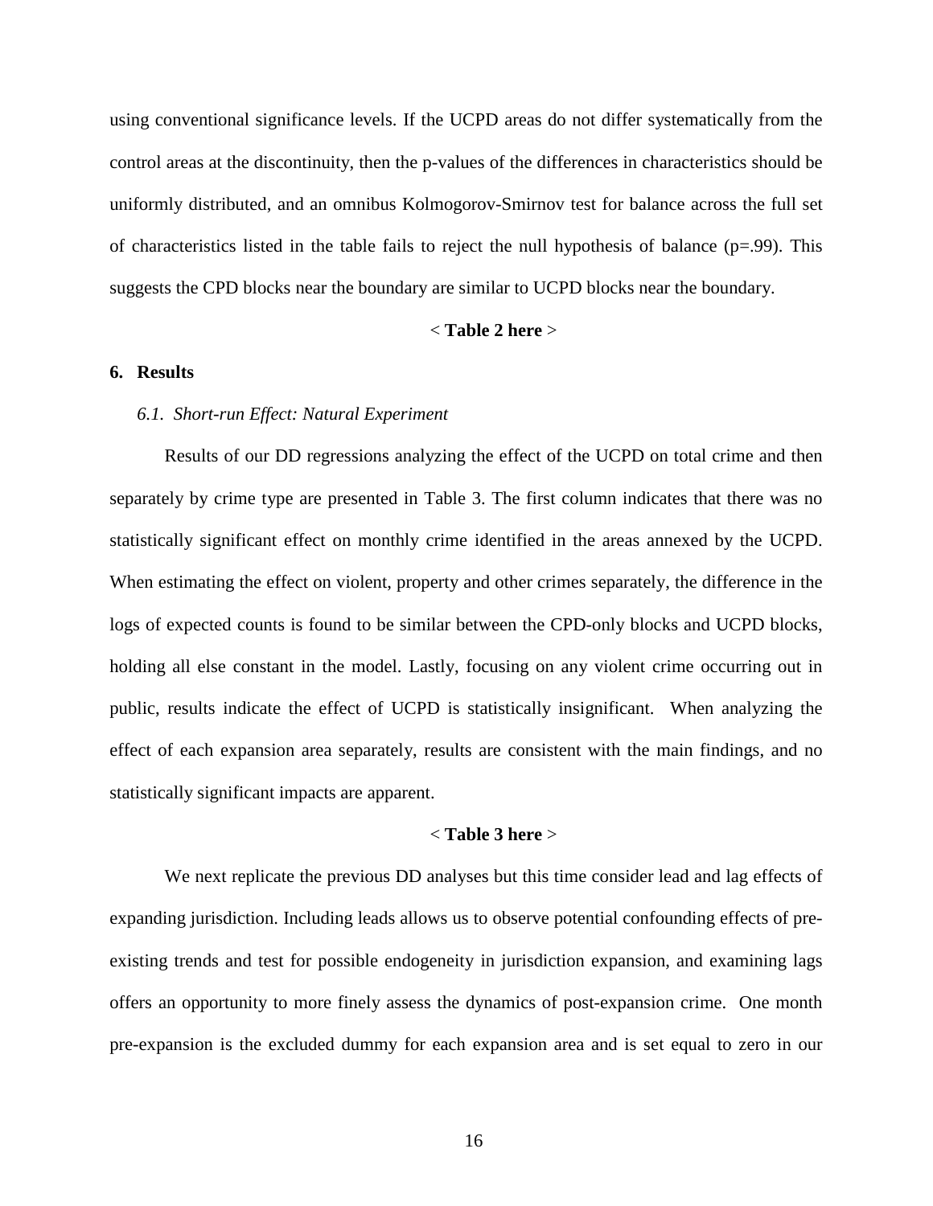using conventional significance levels. If the UCPD areas do not differ systematically from the control areas at the discontinuity, then the p-values of the differences in characteristics should be uniformly distributed, and an omnibus Kolmogorov-Smirnov test for balance across the full set of characteristics listed in the table fails to reject the null hypothesis of balance ($p=.99$). This suggests the CPD blocks near the boundary are similar to UCPD blocks near the boundary.

< **Table 2 here** >

## 6. Results

### *6.1. Short-run Effect: Natural Experiment*

Results of our DD regressions analyzing the effect of the UCPD on total crime and then separately by crime type are presented in Table 3. The first column indicates that there was no statistically significant effect on monthly crime identified in the areas annexed by the UCPD. When estimating the effect on violent, property and other crimes separately, the difference in the logs of expected counts is found to be similar between the CPD-only blocks and UCPD blocks, holding all else constant in the model. Lastly, focusing on any violent crime occurring out in public, results indicate the effect of UCPD is statistically insignificant. When analyzing the effect of each expansion area separately, results are consistent with the main findings, and no statistically significant impacts are apparent.

< **Table 3 here** >

We next replicate the previous DD analyses but this time consider lead and lag effects of expanding jurisdiction. Including leads allows us to observe potential confounding effects of pre-existing trends and test for possible endogeneity in jurisdiction expansion, and examining lags offers an opportunity to more finely assess the dynamics of post-expansion crime. One month pre-expansion is the excluded dummy for each expansion area and is set equal to zero in our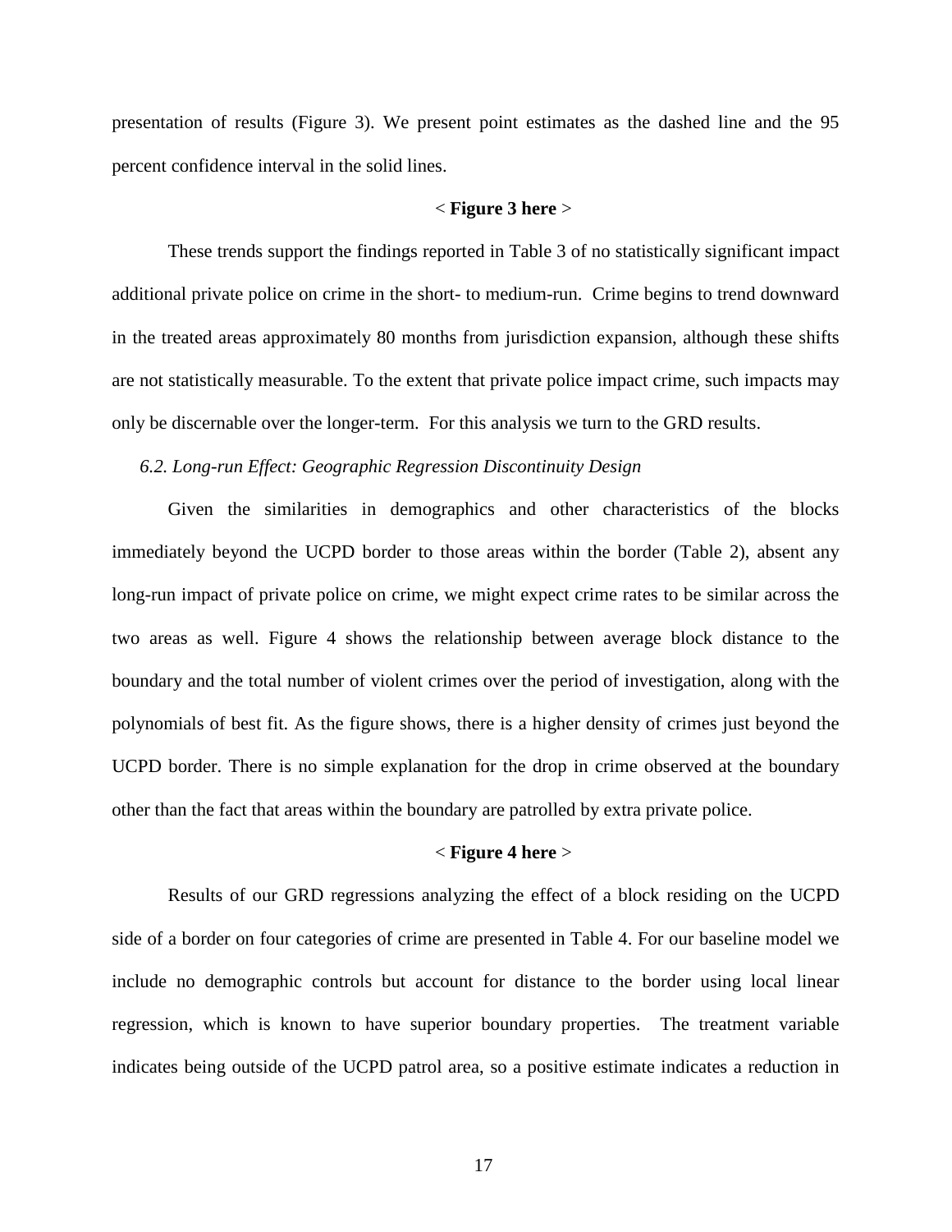presentation of results (Figure 3). We present point estimates as the dashed line and the 95 percent confidence interval in the solid lines.

< **Figure 3 here** >

These trends support the findings reported in Table 3 of no statistically significant impact additional private police on crime in the short- to medium-run. Crime begins to trend downward in the treated areas approximately 80 months from jurisdiction expansion, although these shifts are not statistically measurable. To the extent that private police impact crime, such impacts may only be discernable over the longer-term. For this analysis we turn to the GRD results.

*6.2. Long-run Effect: Geographic Regression Discontinuity Design*

Given the similarities in demographics and other characteristics of the blocks immediately beyond the UCPD border to those areas within the border (Table 2), absent any long-run impact of private police on crime, we might expect crime rates to be similar across the two areas as well. Figure 4 shows the relationship between average block distance to the boundary and the total number of violent crimes over the period of investigation, along with the polynomials of best fit. As the figure shows, there is a higher density of crimes just beyond the UCPD border. There is no simple explanation for the drop in crime observed at the boundary other than the fact that areas within the boundary are patrolled by extra private police.

< **Figure 4 here** >

Results of our GRD regressions analyzing the effect of a block residing on the UCPD side of a border on four categories of crime are presented in Table 4. For our baseline model we include no demographic controls but account for distance to the border using local linear regression, which is known to have superior boundary properties. The treatment variable indicates being outside of the UCPD patrol area, so a positive estimate indicates a reduction in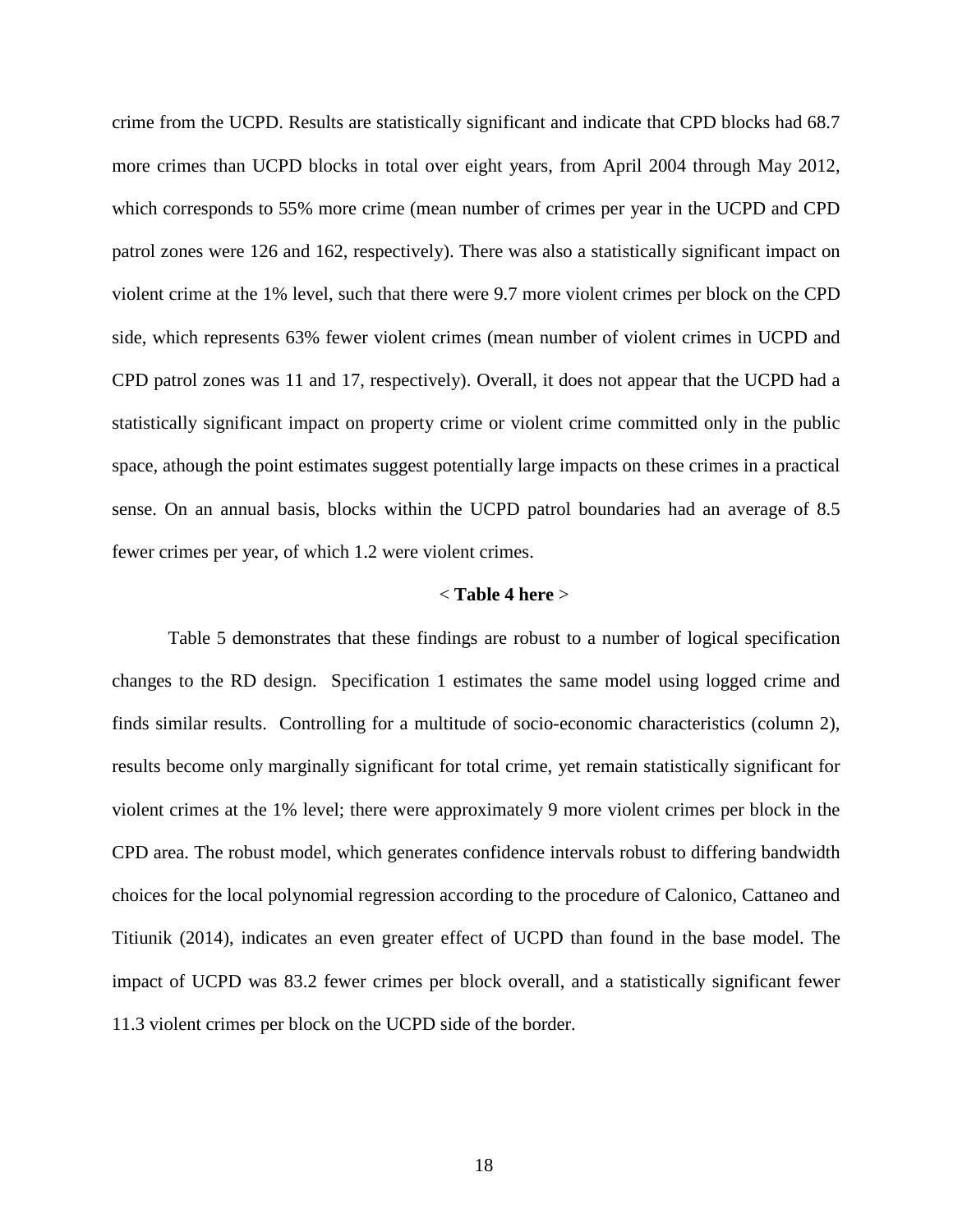crime from the UCPD. Results are statistically significant and indicate that CPD blocks had 68.7 more crimes than UCPD blocks in total over eight years, from April 2004 through May 2012, which corresponds to 55% more crime (mean number of crimes per year in the UCPD and CPD patrol zones were 126 and 162, respectively). There was also a statistically significant impact on violent crime at the 1% level, such that there were 9.7 more violent crimes per block on the CPD side, which represents 63% fewer violent crimes (mean number of violent crimes in UCPD and CPD patrol zones was 11 and 17, respectively). Overall, it does not appear that the UCPD had a statistically significant impact on property crime or violent crime committed only in the public space, athough the point estimates suggest potentially large impacts on these crimes in a practical sense. On an annual basis, blocks within the UCPD patrol boundaries had an average of 8.5 fewer crimes per year, of which 1.2 were violent crimes.

< **Table 4 here** >

Table 5 demonstrates that these findings are robust to a number of logical specification changes to the RD design. Specification 1 estimates the same model using logged crime and finds similar results. Controlling for a multitude of socio-economic characteristics (column 2), results become only marginally significant for total crime, yet remain statistically significant for violent crimes at the 1% level; there were approximately 9 more violent crimes per block in the CPD area. The robust model, which generates confidence intervals robust to differing bandwidth choices for the local polynomial regression according to the procedure of Calonico, Cattaneo and Titiunik (2014), indicates an even greater effect of UCPD than found in the base model. The impact of UCPD was 83.2 fewer crimes per block overall, and a statistically significant fewer 11.3 violent crimes per block on the UCPD side of the border.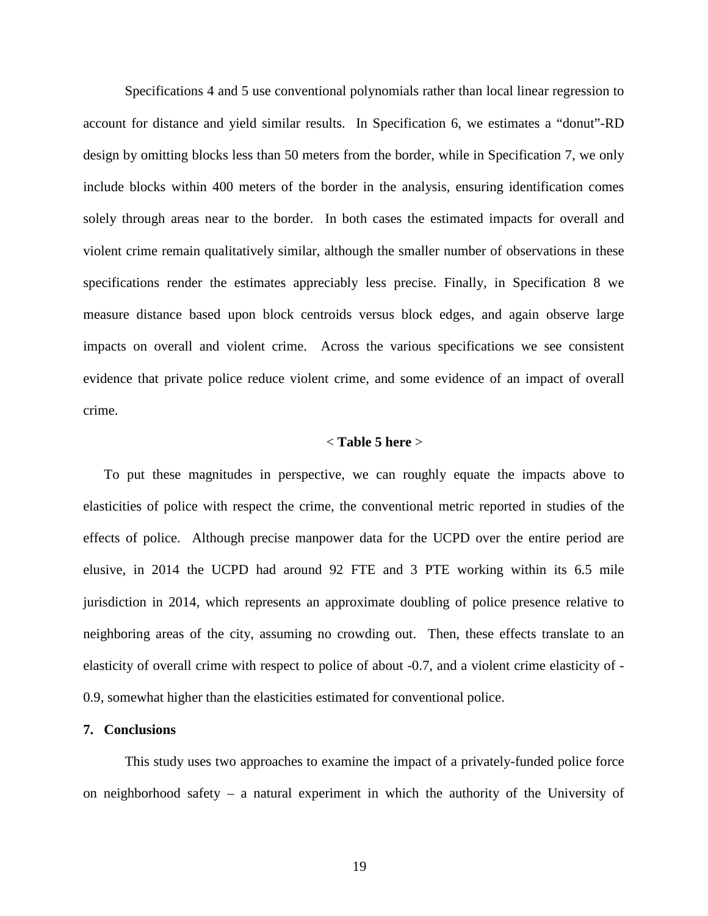Specifications 4 and 5 use conventional polynomials rather than local linear regression to account for distance and yield similar results. In Specification 6, we estimates a "donut"-RD design by omitting blocks less than 50 meters from the border, while in Specification 7, we only include blocks within 400 meters of the border in the analysis, ensuring identification comes solely through areas near to the border. In both cases the estimated impacts for overall and violent crime remain qualitatively similar, although the smaller number of observations in these specifications render the estimates appreciably less precise. Finally, in Specification 8 we measure distance based upon block centroids versus block edges, and again observe large impacts on overall and violent crime. Across the various specifications we see consistent evidence that private police reduce violent crime, and some evidence of an impact of overall crime.

< **Table 5 here** >

To put these magnitudes in perspective, we can roughly equate the impacts above to elasticities of police with respect the crime, the conventional metric reported in studies of the effects of police. Although precise manpower data for the UCPD over the entire period are elusive, in 2014 the UCPD had around 92 FTE and 3 PTE working within its 6.5 mile jurisdiction in 2014, which represents an approximate doubling of police presence relative to neighboring areas of the city, assuming no crowding out. Then, these effects translate to an elasticity of overall crime with respect to police of about -0.7, and a violent crime elasticity of -0.9, somewhat higher than the elasticities estimated for conventional police.

## 7. Conclusions

This study uses two approaches to examine the impact of a privately-funded police force on neighborhood safety – a natural experiment in which the authority of the University of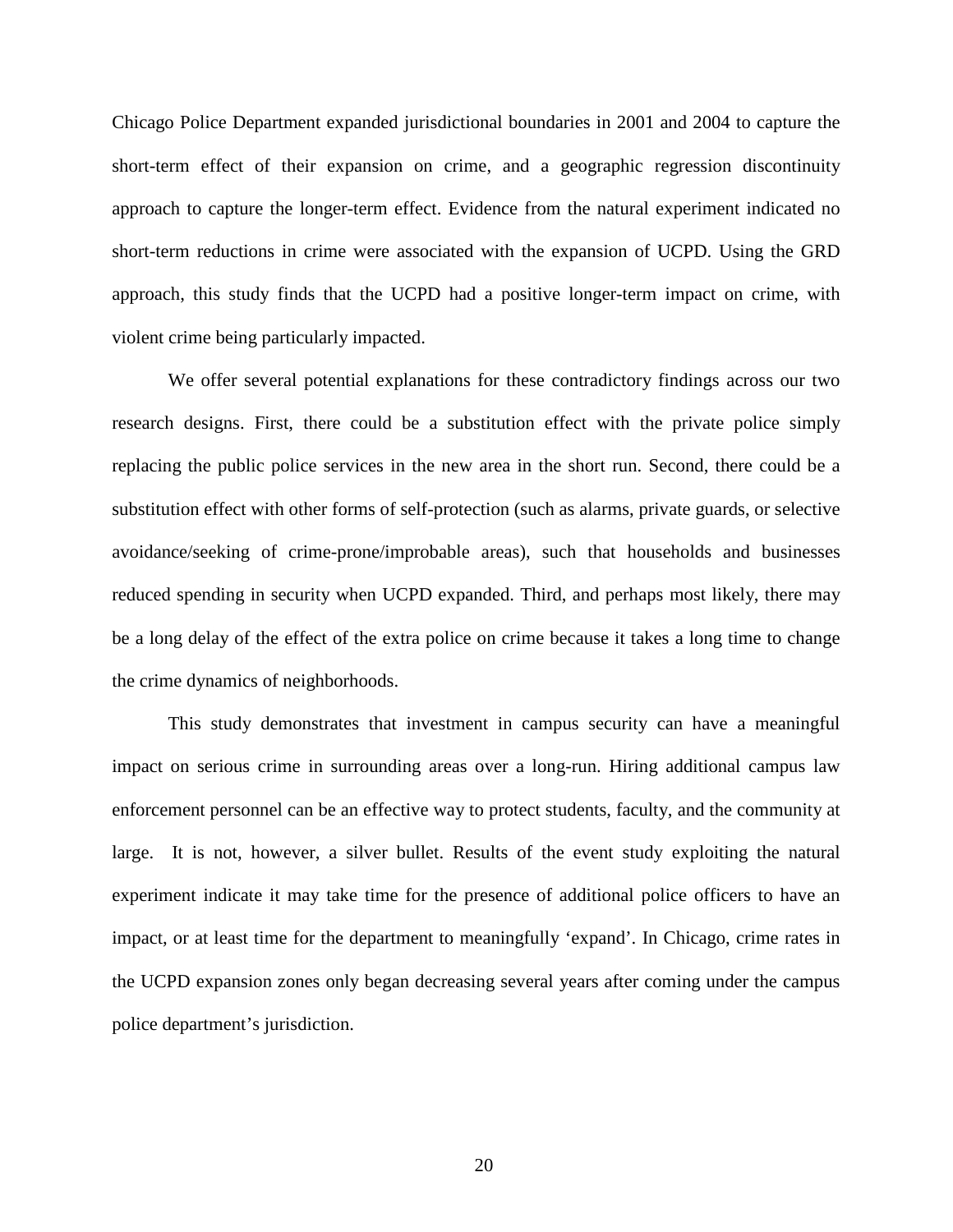Chicago Police Department expanded jurisdictional boundaries in 2001 and 2004 to capture the short-term effect of their expansion on crime, and a geographic regression discontinuity approach to capture the longer-term effect. Evidence from the natural experiment indicated no short-term reductions in crime were associated with the expansion of UCPD. Using the GRD approach, this study finds that the UCPD had a positive longer-term impact on crime, with violent crime being particularly impacted.

We offer several potential explanations for these contradictory findings across our two research designs. First, there could be a substitution effect with the private police simply replacing the public police services in the new area in the short run. Second, there could be a substitution effect with other forms of self-protection (such as alarms, private guards, or selective avoidance/seeking of crime-prone/improbable areas), such that households and businesses reduced spending in security when UCPD expanded. Third, and perhaps most likely, there may be a long delay of the effect of the extra police on crime because it takes a long time to change the crime dynamics of neighborhoods.

This study demonstrates that investment in campus security can have a meaningful impact on serious crime in surrounding areas over a long-run. Hiring additional campus law enforcement personnel can be an effective way to protect students, faculty, and the community at large. It is not, however, a silver bullet. Results of the event study exploiting the natural experiment indicate it may take time for the presence of additional police officers to have an impact, or at least time for the department to meaningfully 'expand'. In Chicago, crime rates in the UCPD expansion zones only began decreasing several years after coming under the campus police department's jurisdiction.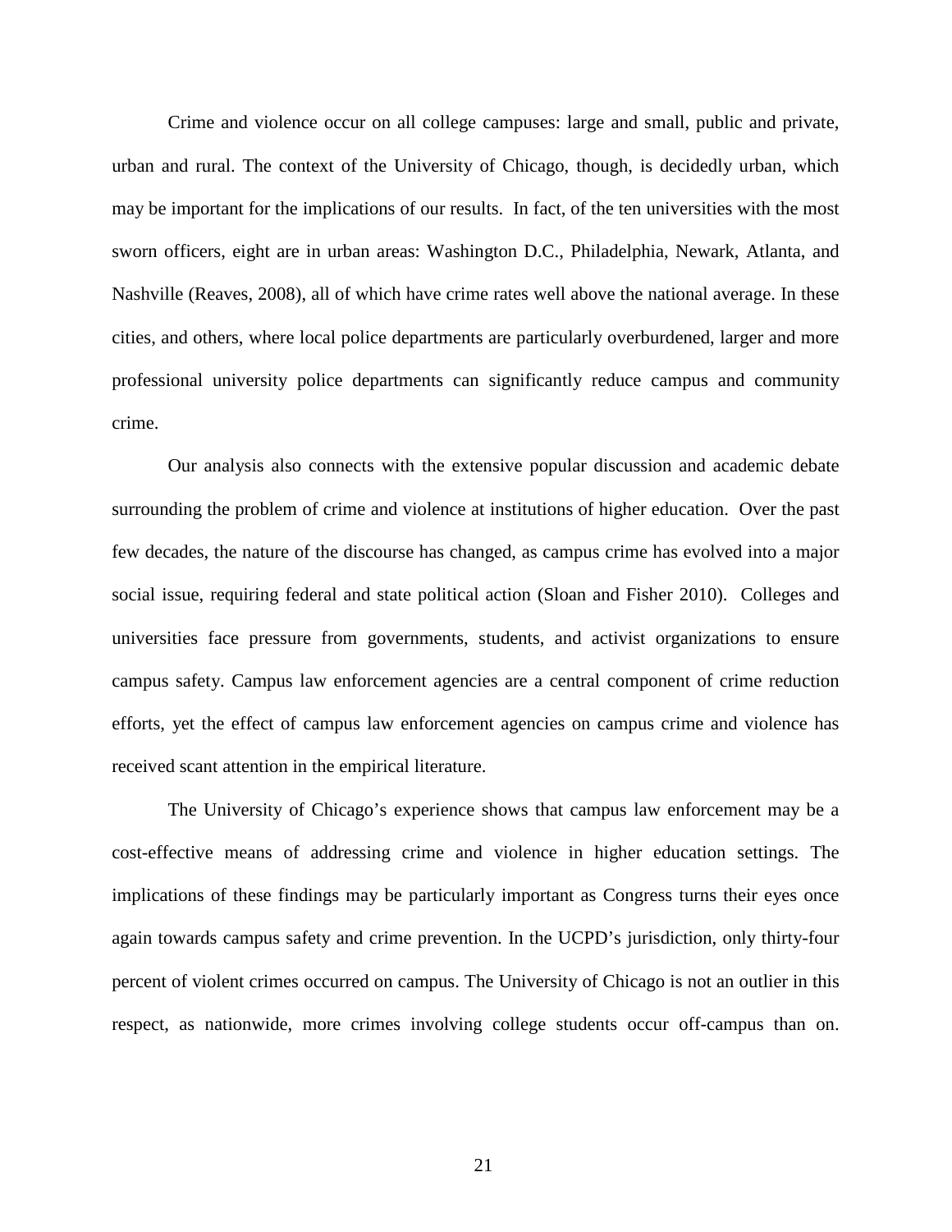Crime and violence occur on all college campuses: large and small, public and private, urban and rural. The context of the University of Chicago, though, is decidedly urban, which may be important for the implications of our results. In fact, of the ten universities with the most sworn officers, eight are in urban areas: Washington D.C., Philadelphia, Newark, Atlanta, and Nashville (Reaves, 2008), all of which have crime rates well above the national average. In these cities, and others, where local police departments are particularly overburdened, larger and more professional university police departments can significantly reduce campus and community crime.

Our analysis also connects with the extensive popular discussion and academic debate surrounding the problem of crime and violence at institutions of higher education. Over the past few decades, the nature of the discourse has changed, as campus crime has evolved into a major social issue, requiring federal and state political action (Sloan and Fisher 2010). Colleges and universities face pressure from governments, students, and activist organizations to ensure campus safety. Campus law enforcement agencies are a central component of crime reduction efforts, yet the effect of campus law enforcement agencies on campus crime and violence has received scant attention in the empirical literature.

The University of Chicago's experience shows that campus law enforcement may be a cost-effective means of addressing crime and violence in higher education settings. The implications of these findings may be particularly important as Congress turns their eyes once again towards campus safety and crime prevention. In the UCPD's jurisdiction, only thirty-four percent of violent crimes occurred on campus. The University of Chicago is not an outlier in this respect, as nationwide, more crimes involving college students occur off-campus than on.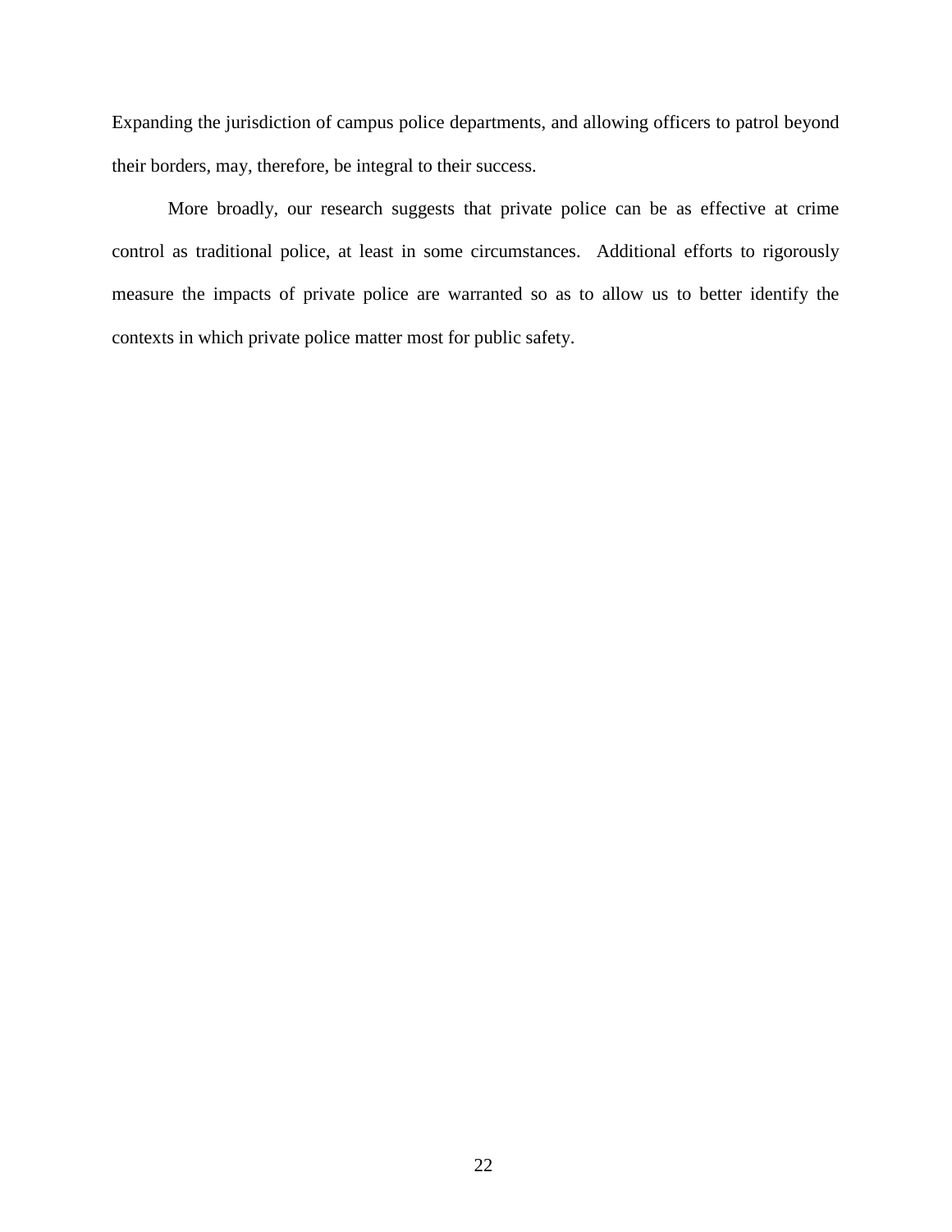Expanding the jurisdiction of campus police departments, and allowing officers to patrol beyond their borders, may, therefore, be integral to their success.

More broadly, our research suggests that private police can be as effective at crime control as traditional police, at least in some circumstances. Additional efforts to rigorously measure the impacts of private police are warranted so as to allow us to better identify the contexts in which private police matter most for public safety.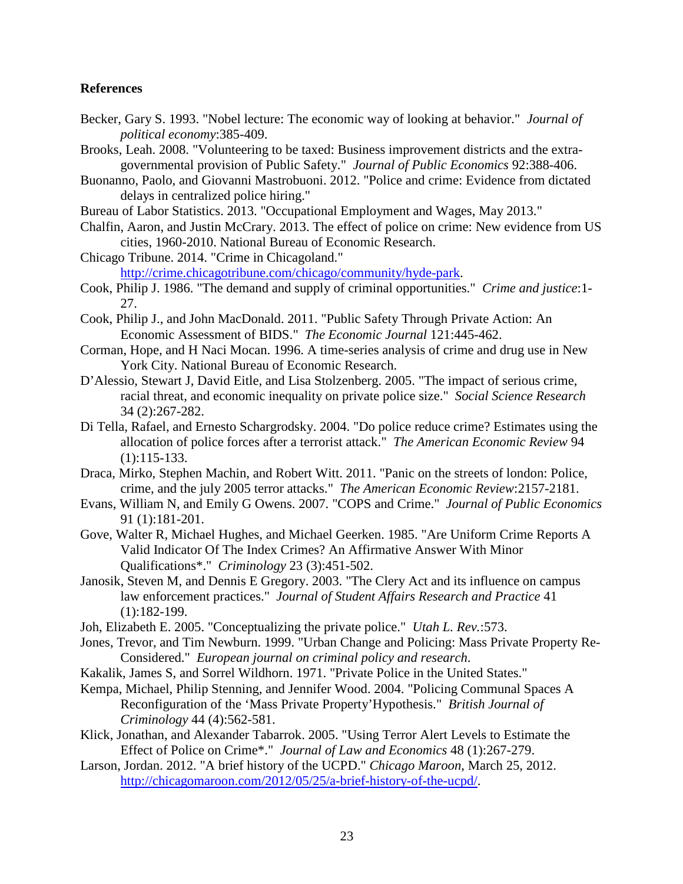**References**

Becker, Gary S. 1993. "Nobel lecture: The economic way of looking at behavior." *Journal of political economy*:385-409.

Brooks, Leah. 2008. "Volunteering to be taxed: Business improvement districts and the extra-governmental provision of Public Safety." *Journal of Public Economics* 92:388-406.

Buonanno, Paolo, and Giovanni Mastrobuoni. 2012. "Police and crime: Evidence from dictated delays in centralized police hiring."

Bureau of Labor Statistics. 2013. "Occupational Employment and Wages, May 2013."

Chalfin, Aaron, and Justin McCrary. 2013. The effect of police on crime: New evidence from US cities, 1960-2010. National Bureau of Economic Research.

Chicago Tribune. 2014. "Crime in Chicagoland." http://crime.chicagotribune.com/chicago/community/hyde-park.

Cook, Philip J. 1986. "The demand and supply of criminal opportunities." *Crime and justice*:1-27.

Cook, Philip J., and John MacDonald. 2011. "Public Safety Through Private Action: An Economic Assessment of BIDS." *The Economic Journal* 121:445-462.

Corman, Hope, and H Naci Mocan. 1996. A time-series analysis of crime and drug use in New York City. National Bureau of Economic Research.

D'Alessio, Stewart J, David Eitle, and Lisa Stolzenberg. 2005. "The impact of serious crime, racial threat, and economic inequality on private police size." *Social Science Research* 34 (2):267-282.

Di Tella, Rafael, and Ernesto Schargrodsky. 2004. "Do police reduce crime? Estimates using the allocation of police forces after a terrorist attack." *The American Economic Review* 94 (1):115-133.

Draca, Mirko, Stephen Machin, and Robert Witt. 2011. "Panic on the streets of london: Police, crime, and the july 2005 terror attacks." *The American Economic Review*:2157-2181.

Evans, William N, and Emily G Owens. 2007. "COPS and Crime." *Journal of Public Economics* 91 (1):181-201.

Gove, Walter R, Michael Hughes, and Michael Geerken. 1985. "Are Uniform Crime Reports A Valid Indicator Of The Index Crimes? An Affirmative Answer With Minor Qualifications*." *Criminology* 23 (3):451-502.

Janosik, Steven M, and Dennis E Gregory. 2003. "The Clery Act and its influence on campus law enforcement practices." *Journal of Student Affairs Research and Practice* 41 (1):182-199.

Joh, Elizabeth E. 2005. "Conceptualizing the private police." *Utah L. Rev.*:573.

Jones, Trevor, and Tim Newburn. 1999. "Urban Change and Policing: Mass Private Property Re-Considered." *European journal on criminal policy and research*.

Kakalik, James S, and Sorrel Wildhorn. 1971. "Private Police in the United States."

Kempa, Michael, Philip Stenning, and Jennifer Wood. 2004. "Policing Communal Spaces A Reconfiguration of the 'Mass Private Property'Hypothesis." *British Journal of Criminology* 44 (4):562-581.

Klick, Jonathan, and Alexander Tabarrok. 2005. "Using Terror Alert Levels to Estimate the Effect of Police on Crime*." *Journal of Law and Economics* 48 (1):267-279.

Larson, Jordan. 2012. "A brief history of the UCPD." *Chicago Maroon*, March 25, 2012. http://chicagomaroon.com/2012/05/25/a-brief-history-of-the-ucpd/.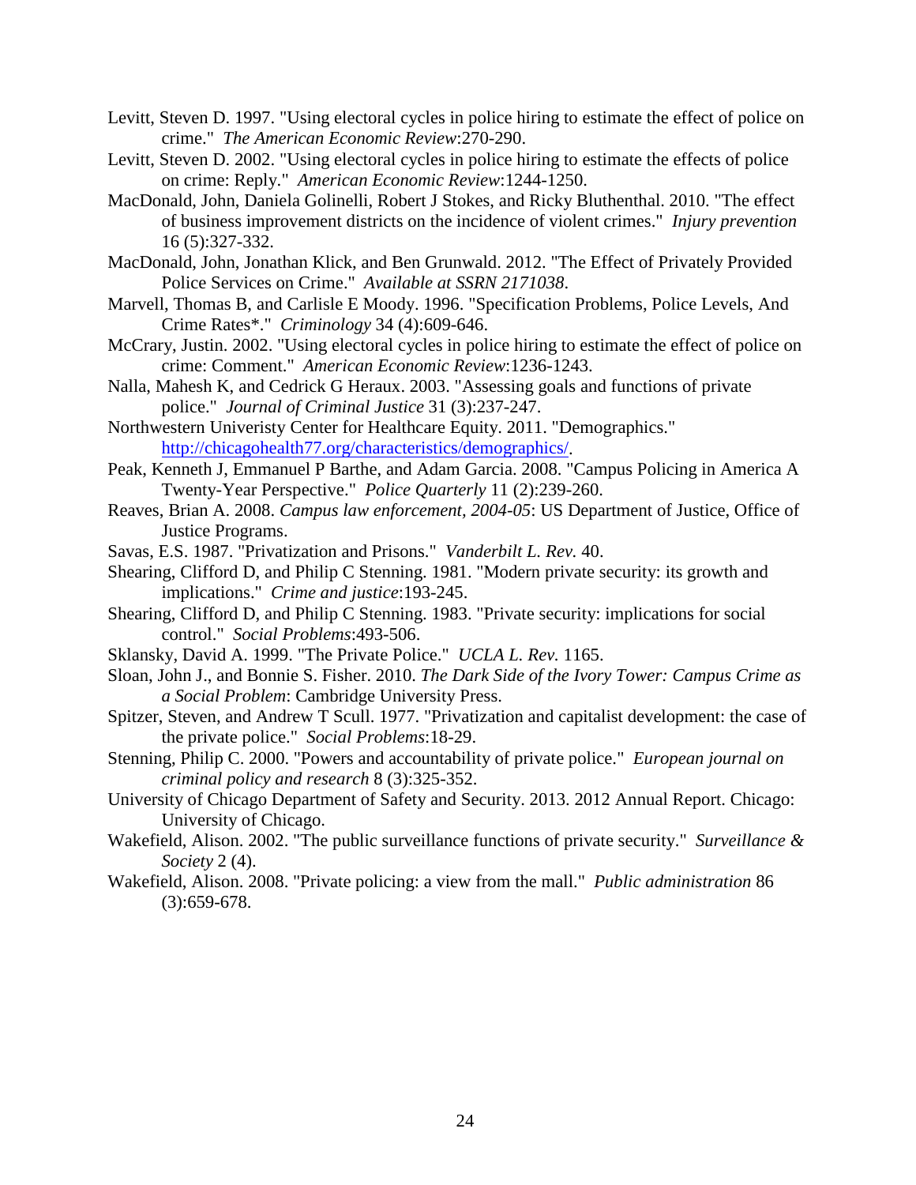Levitt, Steven D. 1997. "Using electoral cycles in police hiring to estimate the effect of police on crime." *The American Economic Review*:270-290.

Levitt, Steven D. 2002. "Using electoral cycles in police hiring to estimate the effects of police on crime: Reply." *American Economic Review*:1244-1250.

MacDonald, John, Daniela Golinelli, Robert J Stokes, and Ricky Bluthenthal. 2010. "The effect of business improvement districts on the incidence of violent crimes." *Injury prevention* 16 (5):327-332.

MacDonald, John, Jonathan Klick, and Ben Grunwald. 2012. "The Effect of Privately Provided Police Services on Crime." *Available at SSRN 2171038*.

Marvell, Thomas B, and Carlisle E Moody. 1996. "Specification Problems, Police Levels, And Crime Rates*." *Criminology* 34 (4):609-646.

McCrary, Justin. 2002. "Using electoral cycles in police hiring to estimate the effect of police on crime: Comment." *American Economic Review*:1236-1243.

Nalla, Mahesh K, and Cedrick G Heraux. 2003. "Assessing goals and functions of private police." *Journal of Criminal Justice* 31 (3):237-247.

Northwestern Univeristy Center for Healthcare Equity. 2011. "Demographics." http://chicagohealth77.org/characteristics/demographics/.

Peak, Kenneth J, Emmanuel P Barthe, and Adam Garcia. 2008. "Campus Policing in America A Twenty-Year Perspective." *Police Quarterly* 11 (2):239-260.

Reaves, Brian A. 2008. *Campus law enforcement, 2004-05*: US Department of Justice, Office of Justice Programs.

Savas, E.S. 1987. "Privatization and Prisons." *Vanderbilt L. Rev.* 40.

Shearing, Clifford D, and Philip C Stenning. 1981. "Modern private security: its growth and implications." *Crime and justice*:193-245.

Shearing, Clifford D, and Philip C Stenning. 1983. "Private security: implications for social control." *Social Problems*:493-506.

Sklansky, David A. 1999. "The Private Police." *UCLA L. Rev.* 1165.

Sloan, John J., and Bonnie S. Fisher. 2010. *The Dark Side of the Ivory Tower: Campus Crime as a Social Problem*: Cambridge University Press.

Spitzer, Steven, and Andrew T Scull. 1977. "Privatization and capitalist development: the case of the private police." *Social Problems*:18-29.

Stenning, Philip C. 2000. "Powers and accountability of private police." *European journal on criminal policy and research* 8 (3):325-352.

University of Chicago Department of Safety and Security. 2013. 2012 Annual Report. Chicago: University of Chicago.

Wakefield, Alison. 2002. "The public surveillance functions of private security." *Surveillance & Society* 2 (4).

Wakefield, Alison. 2008. "Private policing: a view from the mall." *Public administration* 86 (3):659-678.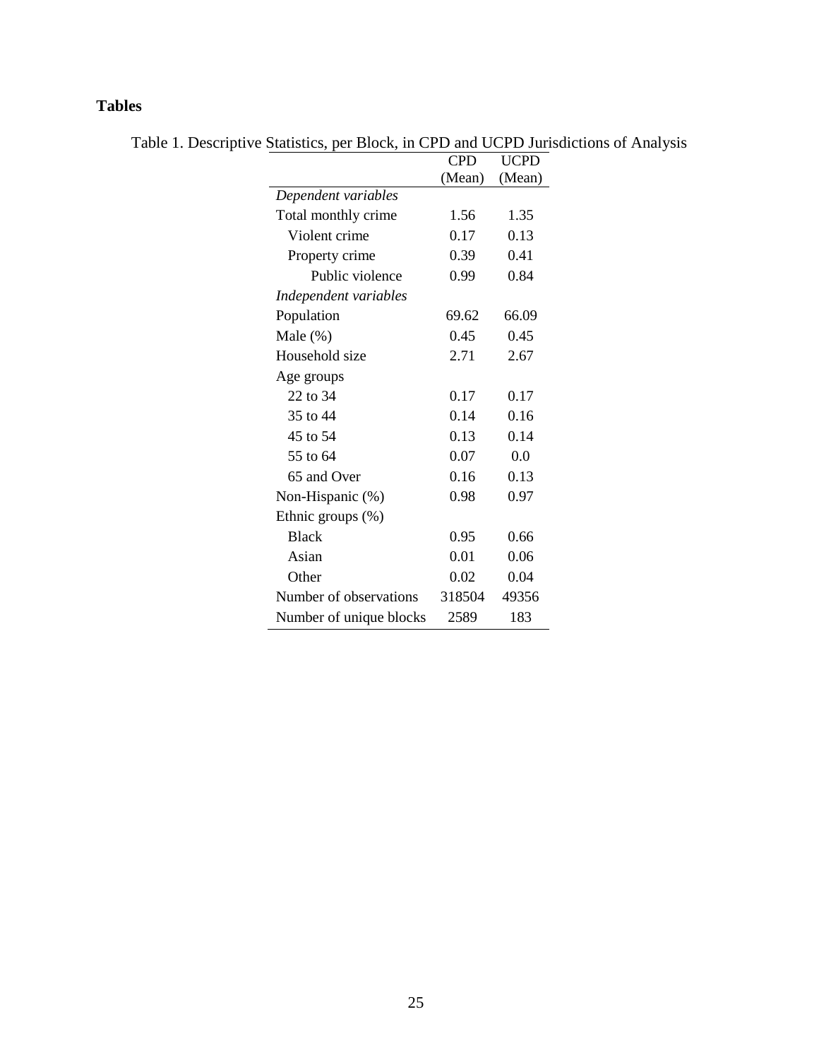## Tables

Table 1. Descriptive Statistics, per Block, in CPD and UCPD Jurisdictions of Analysis

| | CPD (Mean) | UCPD (Mean) |
|---|---|---|
| *Dependent variables* | | |
| Total monthly crime | 1.56 | 1.35 |
| Violent crime | 0.17 | 0.13 |
| Property crime | 0.39 | 0.41 |
| Public violence | 0.99 | 0.84 |
| *Independent variables* | | |
| Population | 69.62 | 66.09 |
| Male (%) | 0.45 | 0.45 |
| Household size | 2.71 | 2.67 |
| Age groups | | |
| 22 to 34 | 0.17 | 0.17 |
| 35 to 44 | 0.14 | 0.16 |
| 45 to 54 | 0.13 | 0.14 |
| 55 to 64 | 0.07 | 0.0 |
| 65 and Over | 0.16 | 0.13 |
| Non-Hispanic (%) | 0.98 | 0.97 |
| Ethnic groups (%) | | |
| Black | 0.95 | 0.66 |
| Asian | 0.01 | 0.06 |
| Other | 0.02 | 0.04 |
| Number of observations | 318504 | 49356 |
| Number of unique blocks | 2589 | 183 |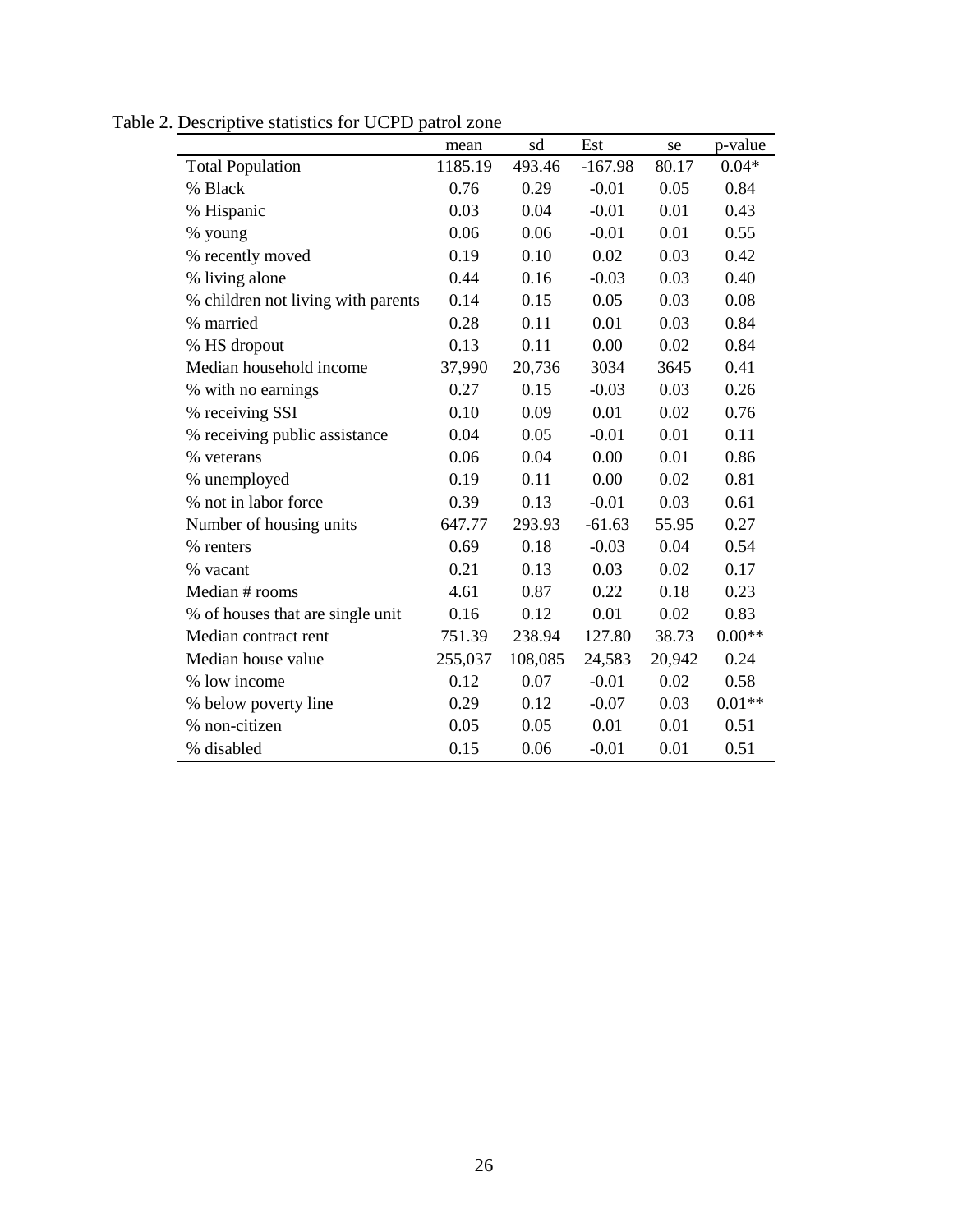Table 2. Descriptive statistics for UCPD patrol zone

| | mean | sd | Est | se | p-value |
|---|---|---|---|---|---|
| Total Population | 1185.19 | 493.46 | -167.98 | 80.17 | 0.04* |
| % Black | 0.76 | 0.29 | -0.01 | 0.05 | 0.84 |
| % Hispanic | 0.03 | 0.04 | -0.01 | 0.01 | 0.43 |
| % young | 0.06 | 0.06 | -0.01 | 0.01 | 0.55 |
| % recently moved | 0.19 | 0.10 | 0.02 | 0.03 | 0.42 |
| % living alone | 0.44 | 0.16 | -0.03 | 0.03 | 0.40 |
| % children not living with parents | 0.14 | 0.15 | 0.05 | 0.03 | 0.08 |
| % married | 0.28 | 0.11 | 0.01 | 0.03 | 0.84 |
| % HS dropout | 0.13 | 0.11 | 0.00 | 0.02 | 0.84 |
| Median household income | 37,990 | 20,736 | 3034 | 3645 | 0.41 |
| % with no earnings | 0.27 | 0.15 | -0.03 | 0.03 | 0.26 |
| % receiving SSI | 0.10 | 0.09 | 0.01 | 0.02 | 0.76 |
| % receiving public assistance | 0.04 | 0.05 | -0.01 | 0.01 | 0.11 |
| % veterans | 0.06 | 0.04 | 0.00 | 0.01 | 0.86 |
| % unemployed | 0.19 | 0.11 | 0.00 | 0.02 | 0.81 |
| % not in labor force | 0.39 | 0.13 | -0.01 | 0.03 | 0.61 |
| Number of housing units | 647.77 | 293.93 | -61.63 | 55.95 | 0.27 |
| % renters | 0.69 | 0.18 | -0.03 | 0.04 | 0.54 |
| % vacant | 0.21 | 0.13 | 0.03 | 0.02 | 0.17 |
| Median # rooms | 4.61 | 0.87 | 0.22 | 0.18 | 0.23 |
| % of houses that are single unit | 0.16 | 0.12 | 0.01 | 0.02 | 0.83 |
| Median contract rent | 751.39 | 238.94 | 127.80 | 38.73 | 0.00** |
| Median house value | 255,037 | 108,085 | 24,583 | 20,942 | 0.24 |
| % low income | 0.12 | 0.07 | -0.01 | 0.02 | 0.58 |
| % below poverty line | 0.29 | 0.12 | -0.07 | 0.03 | 0.01** |
| % non-citizen | 0.05 | 0.05 | 0.01 | 0.01 | 0.51 |
| % disabled | 0.15 | 0.06 | -0.01 | 0.01 | 0.51 |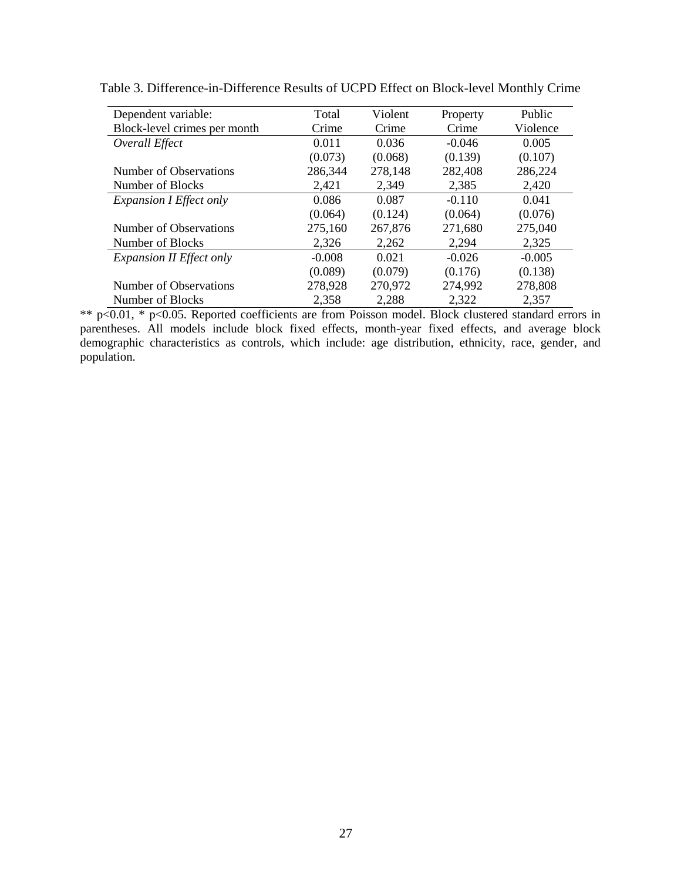Table 3. Difference-in-Difference Results of UCPD Effect on Block-level Monthly Crime

| Dependent variable: Block-level crimes per month | Total Crime | Violent Crime | Property Crime | Public Violence |
|---|---|---|---|---|
| *Overall Effect* | 0.011 | 0.036 | -0.046 | 0.005 |
| | (0.073) | (0.068) | (0.139) | (0.107) |
| Number of Observations | 286,344 | 278,148 | 282,408 | 286,224 |
| Number of Blocks | 2,421 | 2,349 | 2,385 | 2,420 |
| *Expansion I Effect only* | 0.086 | 0.087 | -0.110 | 0.041 |
| | (0.064) | (0.124) | (0.064) | (0.076) |
| Number of Observations | 275,160 | 267,876 | 271,680 | 275,040 |
| Number of Blocks | 2,326 | 2,262 | 2,294 | 2,325 |
| *Expansion II Effect only* | -0.008 | 0.021 | -0.026 | -0.005 |
| | (0.089) | (0.079) | (0.176) | (0.138) |
| Number of Observations | 278,928 | 270,972 | 274,992 | 278,808 |
| Number of Blocks | 2,358 | 2,288 | 2,322 | 2,357 |

** $p<0.01$, * $p<0.05$. Reported coefficients are from Poisson model. Block clustered standard errors in parentheses. All models include block fixed effects, month-year fixed effects, and average block demographic characteristics as controls, which include: age distribution, ethnicity, race, gender, and population.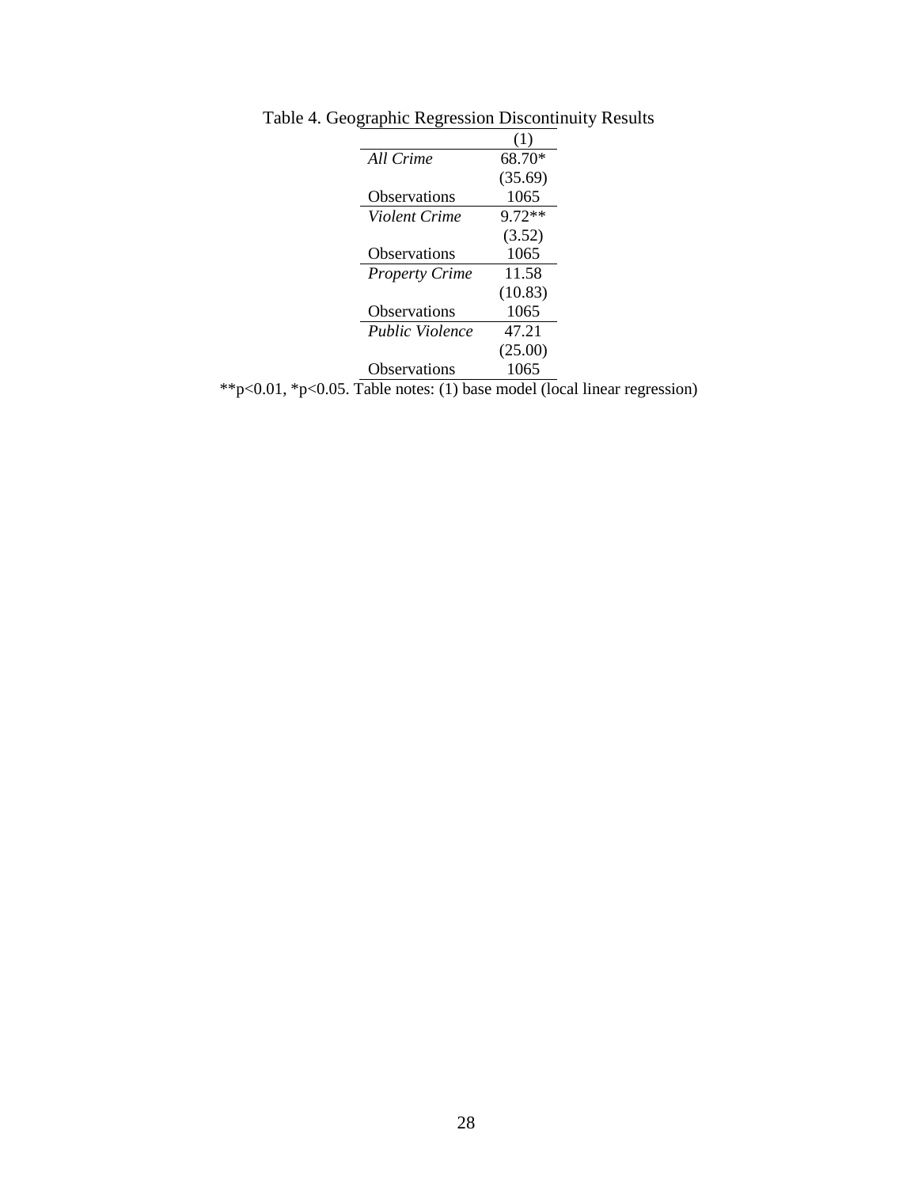Table 4. Geographic Regression Discontinuity Results

| | (1) |
|---|---|
| *All Crime* | 68.70* |
| | (35.69) |
| Observations | 1065 |
| *Violent Crime* | 9.72** |
| | (3.52) |
| Observations | 1065 |
| *Property Crime* | 11.58 |
| | (10.83) |
| Observations | 1065 |
| *Public Violence* | 47.21 |
| | (25.00) |
| Observations | 1065 |

**p<0.01, *p<0.05. Table notes: (1) base model (local linear regression)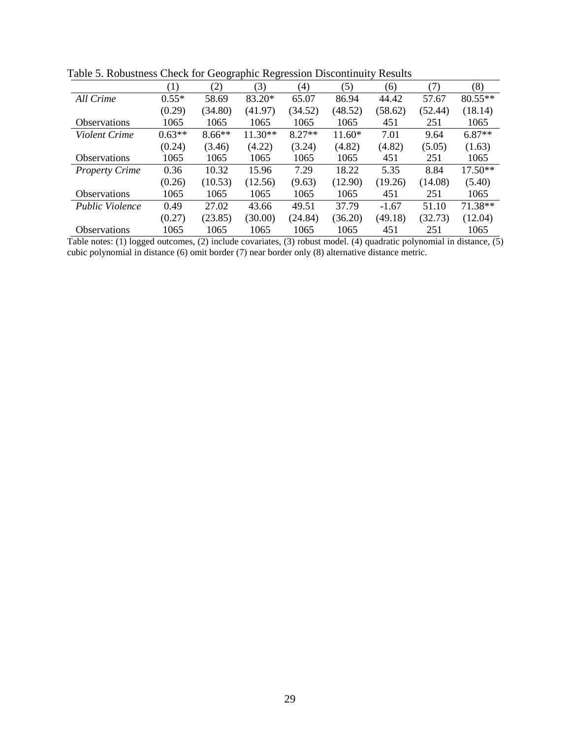Table 5. Robustness Check for Geographic Regression Discontinuity Results

| | (1) | (2) | (3) | (4) | (5) | (6) | (7) | (8) |
|---|---|---|---|---|---|---|---|---|
| *All Crime* | 0.55* | 58.69 | 83.20* | 65.07 | 86.94 | 44.42 | 57.67 | 80.55** |
| | (0.29) | (34.80) | (41.97) | (34.52) | (48.52) | (58.62) | (52.44) | (18.14) |
| Observations | 1065 | 1065 | 1065 | 1065 | 1065 | 451 | 251 | 1065 |
| *Violent Crime* | 0.63** | 8.66** | 11.30** | 8.27** | 11.60* | 7.01 | 9.64 | 6.87** |
| | (0.24) | (3.46) | (4.22) | (3.24) | (4.82) | (4.82) | (5.05) | (1.63) |
| Observations | 1065 | 1065 | 1065 | 1065 | 1065 | 451 | 251 | 1065 |
| *Property Crime* | 0.36 | 10.32 | 15.96 | 7.29 | 18.22 | 5.35 | 8.84 | 17.50** |
| | (0.26) | (10.53) | (12.56) | (9.63) | (12.90) | (19.26) | (14.08) | (5.40) |
| Observations | 1065 | 1065 | 1065 | 1065 | 1065 | 451 | 251 | 1065 |
| *Public Violence* | 0.49 | 27.02 | 43.66 | 49.51 | 37.79 | -1.67 | 51.10 | 71.38** |
| | (0.27) | (23.85) | (30.00) | (24.84) | (36.20) | (49.18) | (32.73) | (12.04) |
| Observations | 1065 | 1065 | 1065 | 1065 | 1065 | 451 | 251 | 1065 |

Table notes: (1) logged outcomes, (2) include covariates, (3) robust model. (4) quadratic polynomial in distance, (5) cubic polynomial in distance (6) omit border (7) near border only (8) alternative distance metric.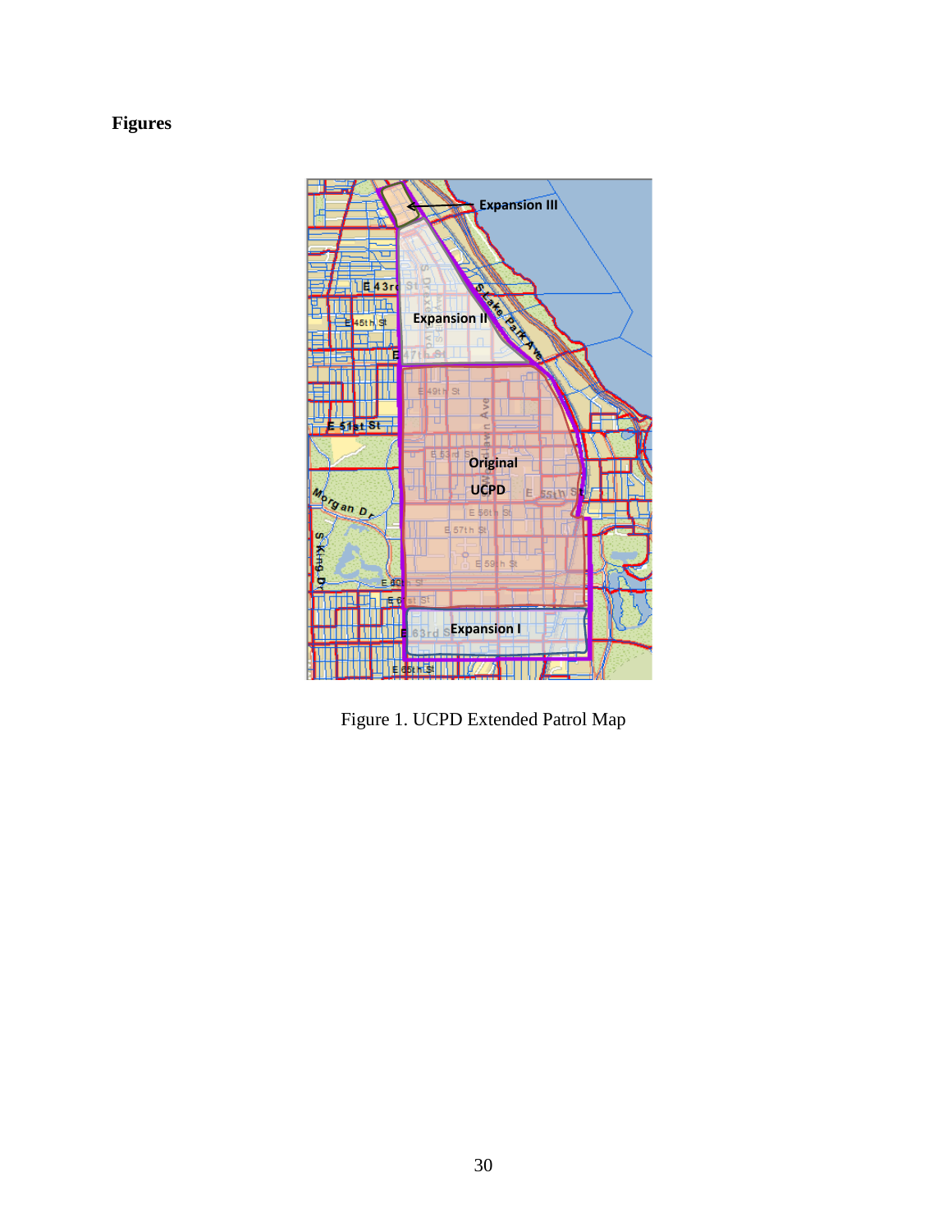# Figures

Figure 1. UCPD Extended Patrol Map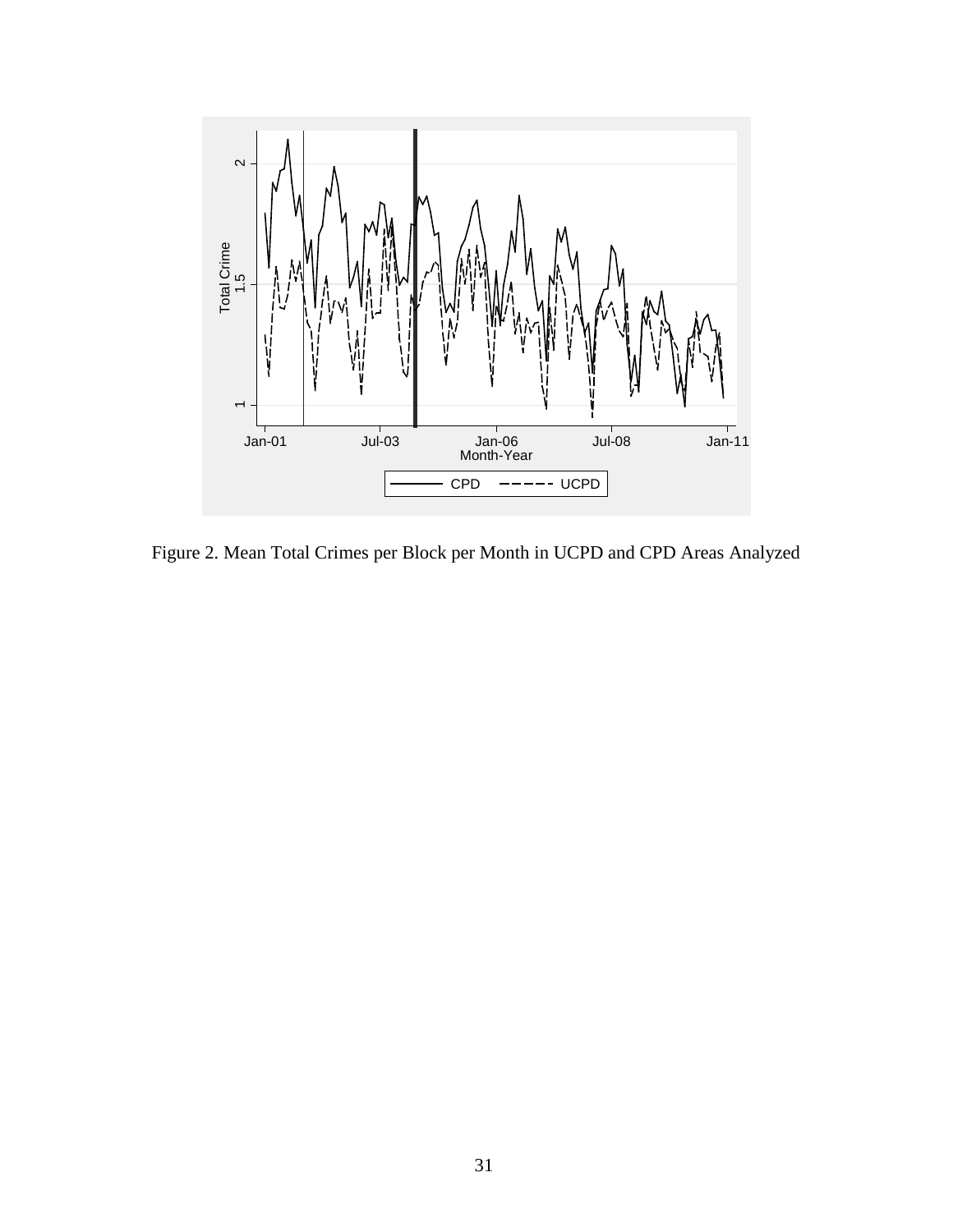Figure 2. Mean Total Crimes per Block per Month in UCPD and CPD Areas Analyzed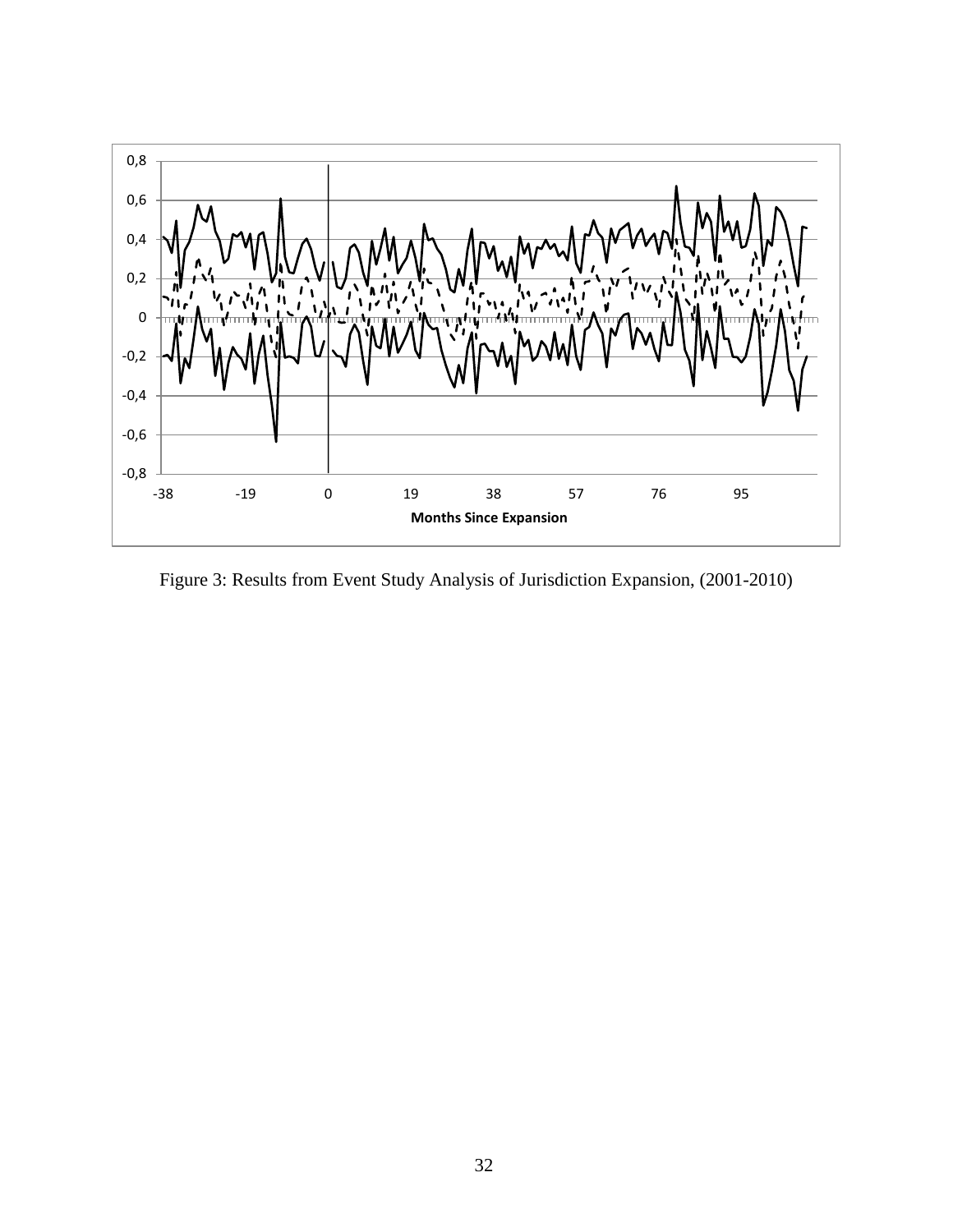Figure 3: Results from Event Study Analysis of Jurisdiction Expansion, (2001-2010)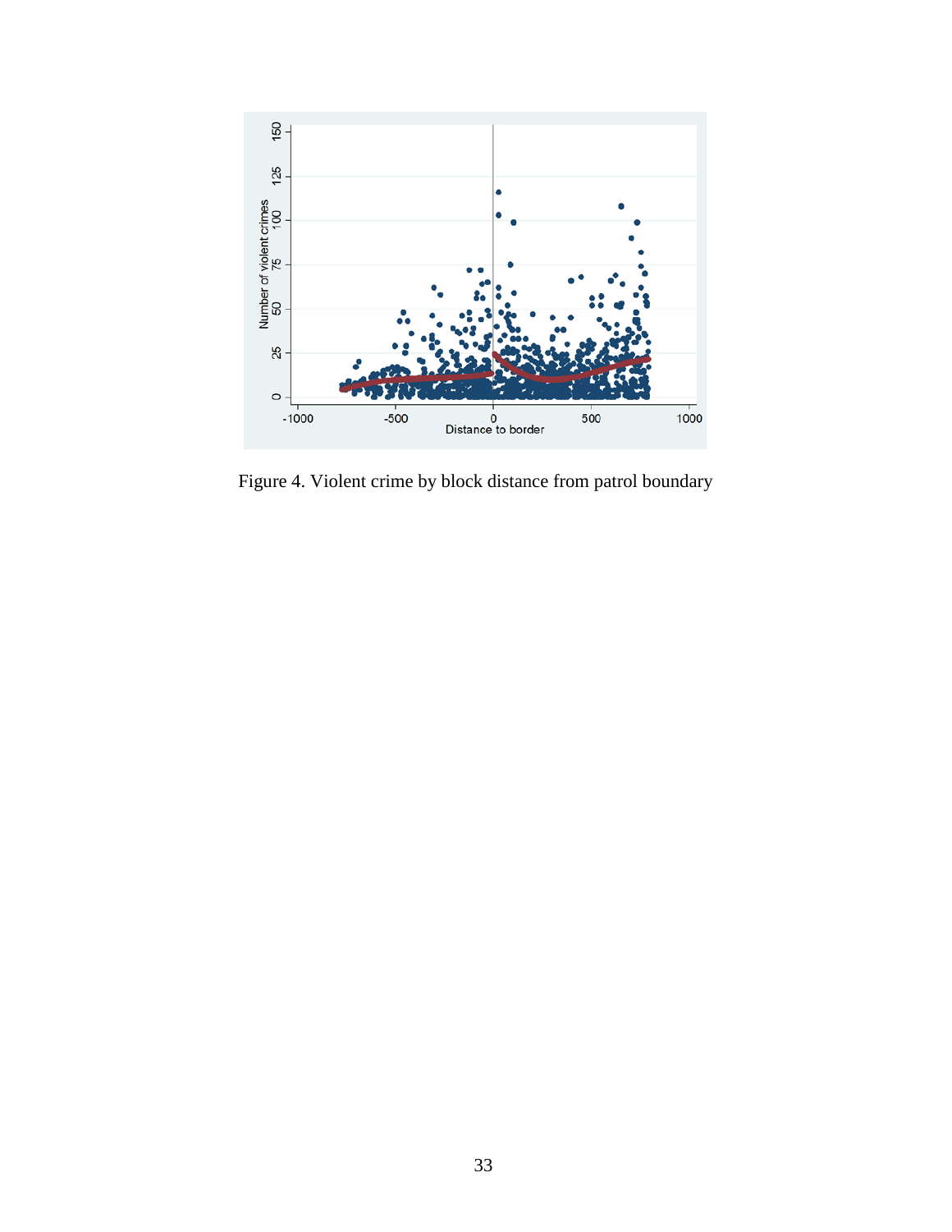Number of violent crimes

150
125
100
75
50
25
0

-1000
-500
0
500
1000

Distance to border

Figure 4. Violent crime by block distance from patrol boundary